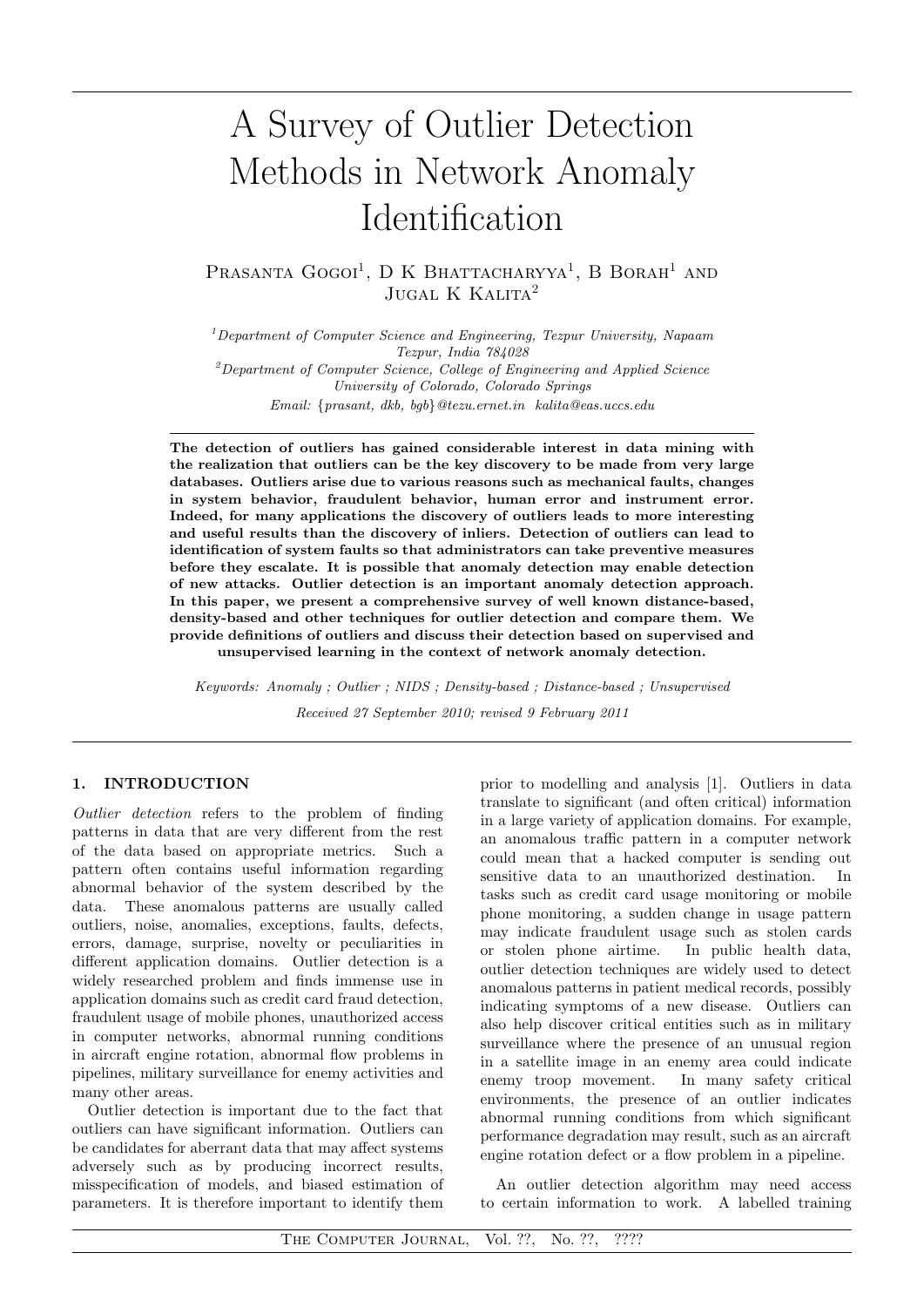# A Survey of Outlier Detection Methods in Network Anomaly Identification

Prasanta Gogoi[1], D K Bhattacharyya[1], B Borah[1] and Jugal K Kalita[2]

[1]*Department of Computer Science and Engineering, Tezpur University, Napaam Tezpur, India 784028*

[2]*Department of Computer Science, College of Engineering and Applied Science University of Colorado, Colorado Springs*

*Email: {prasant, dkb, bgb}@tezu.ernet.in kalita@eas.uccs.edu*

**The detection of outliers has gained considerable interest in data mining with the realization that outliers can be the key discovery to be made from very large databases. Outliers arise due to various reasons such as mechanical faults, changes in system behavior, fraudulent behavior, human error and instrument error. Indeed, for many applications the discovery of outliers leads to more interesting and useful results than the discovery of inliers. Detection of outliers can lead to identification of system faults so that administrators can take preventive measures before they escalate. It is possible that anomaly detection may enable detection of new attacks. Outlier detection is an important anomaly detection approach. In this paper, we present a comprehensive survey of well known distance-based, density-based and other techniques for outlier detection and compare them. We provide definitions of outliers and discuss their detection based on supervised and unsupervised learning in the context of network anomaly detection.**

*Keywords: Anomaly ; Outlier ; NIDS ; Density-based ; Distance-based ; Unsupervised*

*Received 27 September 2010; revised 9 February 2011*

## 1. INTRODUCTION

*Outlier detection* refers to the problem of finding patterns in data that are very different from the rest of the data based on appropriate metrics. Such a pattern often contains useful information regarding abnormal behavior of the system described by the data. These anomalous patterns are usually called outliers, noise, anomalies, exceptions, faults, defects, errors, damage, surprise, novelty or peculiarities in different application domains. Outlier detection is a widely researched problem and finds immense use in application domains such as credit card fraud detection, fraudulent usage of mobile phones, unauthorized access in computer networks, abnormal running conditions in aircraft engine rotation, abnormal flow problems in pipelines, military surveillance for enemy activities and many other areas.

Outlier detection is important due to the fact that outliers can have significant information. Outliers can be candidates for aberrant data that may affect systems adversely such as by producing incorrect results, misspecification of models, and biased estimation of parameters. It is therefore important to identify them prior to modelling and analysis [1]. Outliers in data translate to significant (and often critical) information in a large variety of application domains. For example, an anomalous traffic pattern in a computer network could mean that a hacked computer is sending out sensitive data to an unauthorized destination. In tasks such as credit card usage monitoring or mobile phone monitoring, a sudden change in usage pattern may indicate fraudulent usage such as stolen cards or stolen phone airtime. In public health data, outlier detection techniques are widely used to detect anomalous patterns in patient medical records, possibly indicating symptoms of a new disease. Outliers can also help discover critical entities such as in military surveillance where the presence of an unusual region in a satellite image in an enemy area could indicate enemy troop movement. In many safety critical environments, the presence of an outlier indicates abnormal running conditions from which significant performance degradation may result, such as an aircraft engine rotation defect or a flow problem in a pipeline.

An outlier detection algorithm may need access to certain information to work. A labelled training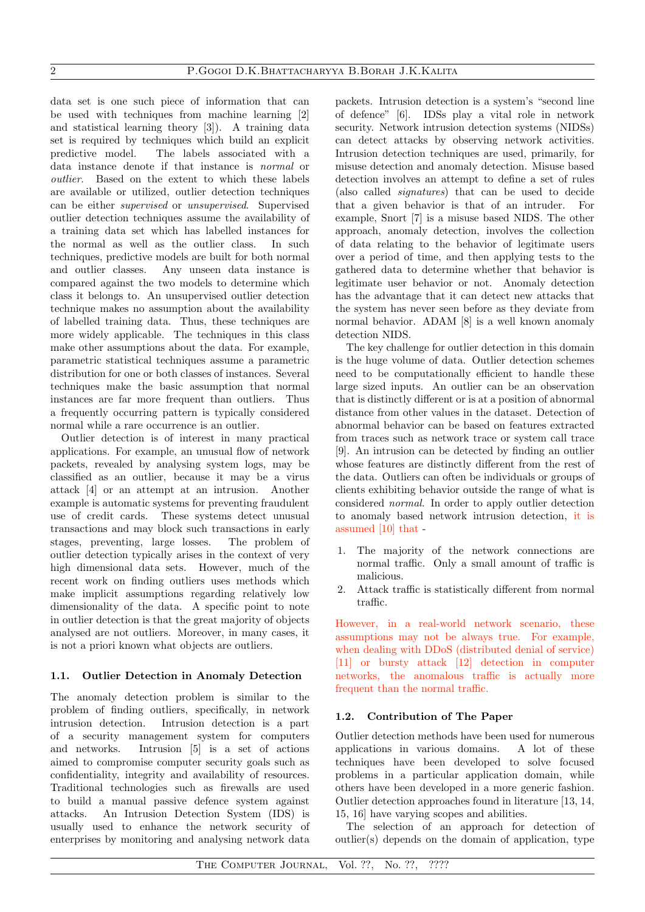data set is one such piece of information that can be used with techniques from machine learning [2] and statistical learning theory [3]). A training data set is required by techniques which build an explicit predictive model. The labels associated with a data instance denote if that instance is *normal* or *outlier*. Based on the extent to which these labels are available or utilized, outlier detection techniques can be either *supervised* or *unsupervised*. Supervised outlier detection techniques assume the availability of a training data set which has labelled instances for the normal as well as the outlier class. In such techniques, predictive models are built for both normal and outlier classes. Any unseen data instance is compared against the two models to determine which class it belongs to. An unsupervised outlier detection technique makes no assumption about the availability of labelled training data. Thus, these techniques are more widely applicable. The techniques in this class make other assumptions about the data. For example, parametric statistical techniques assume a parametric distribution for one or both classes of instances. Several techniques make the basic assumption that normal instances are far more frequent than outliers. Thus a frequently occurring pattern is typically considered normal while a rare occurrence is an outlier.

Outlier detection is of interest in many practical applications. For example, an unusual flow of network packets, revealed by analysing system logs, may be classified as an outlier, because it may be a virus attack [4] or an attempt at an intrusion. Another example is automatic systems for preventing fraudulent use of credit cards. These systems detect unusual transactions and may block such transactions in early stages, preventing, large losses. The problem of outlier detection typically arises in the context of very high dimensional data sets. However, much of the recent work on finding outliers uses methods which make implicit assumptions regarding relatively low dimensionality of the data. A specific point to note in outlier detection is that the great majority of objects analysed are not outliers. Moreover, in many cases, it is not a priori known what objects are outliers.

### 1.1. Outlier Detection in Anomaly Detection

The anomaly detection problem is similar to the problem of finding outliers, specifically, in network intrusion detection. Intrusion detection is a part of a security management system for computers and networks. Intrusion [5] is a set of actions aimed to compromise computer security goals such as confidentiality, integrity and availability of resources. Traditional technologies such as firewalls are used to build a manual passive defence system against attacks. An Intrusion Detection System (IDS) is usually used to enhance the network security of enterprises by monitoring and analysing network data packets. Intrusion detection is a system's "second line of defence" [6]. IDSs play a vital role in network security. Network intrusion detection systems (NIDSs) can detect attacks by observing network activities. Intrusion detection techniques are used, primarily, for misuse detection and anomaly detection. Misuse based detection involves an attempt to define a set of rules (also called *signatures*) that can be used to decide that a given behavior is that of an intruder. For example, Snort [7] is a misuse based NIDS. The other approach, anomaly detection, involves the collection of data relating to the behavior of legitimate users over a period of time, and then applying tests to the gathered data to determine whether that behavior is legitimate user behavior or not. Anomaly detection has the advantage that it can detect new attacks that the system has never seen before as they deviate from normal behavior. ADAM [8] is a well known anomaly detection NIDS.

The key challenge for outlier detection in this domain is the huge volume of data. Outlier detection schemes need to be computationally efficient to handle these large sized inputs. An outlier can be an observation that is distinctly different or is at a position of abnormal distance from other values in the dataset. Detection of abnormal behavior can be based on features extracted from traces such as network trace or system call trace [9]. An intrusion can be detected by finding an outlier whose features are distinctly different from the rest of the data. Outliers can often be individuals or groups of clients exhibiting behavior outside the range of what is considered *normal*. In order to apply outlier detection to anomaly based network intrusion detection, it is assumed [10] that -

1. The majority of the network connections are normal traffic. Only a small amount of traffic is malicious.
2. Attack traffic is statistically different from normal traffic.

However, in a real-world network scenario, these assumptions may not be always true. For example, when dealing with DDoS (distributed denial of service) [11] or bursty attack [12] detection in computer networks, the anomalous traffic is actually more frequent than the normal traffic.

### 1.2. Contribution of The Paper

Outlier detection methods have been used for numerous applications in various domains. A lot of these techniques have been developed to solve focused problems in a particular application domain, while others have been developed in a more generic fashion. Outlier detection approaches found in literature [13, 14, 15, 16] have varying scopes and abilities.

The selection of an approach for detection of outlier(s) depends on the domain of application, type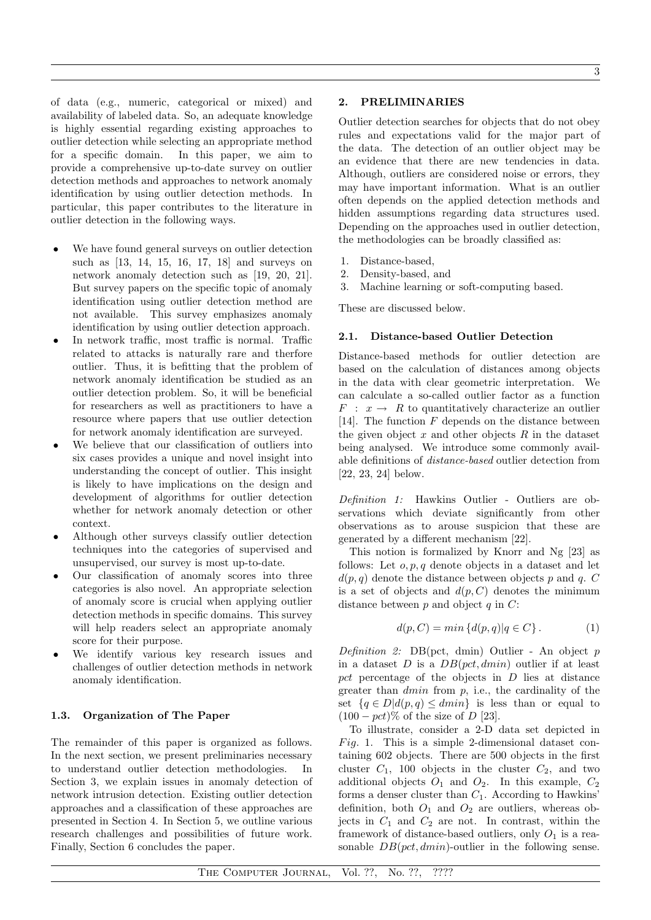of data (e.g., numeric, categorical or mixed) and availability of labeled data. So, an adequate knowledge is highly essential regarding existing approaches to outlier detection while selecting an appropriate method for a specific domain. In this paper, we aim to provide a comprehensive up-to-date survey on outlier detection methods and approaches to network anomaly identification by using outlier detection methods. In particular, this paper contributes to the literature in outlier detection in the following ways.

- We have found general surveys on outlier detection such as [13, 14, 15, 16, 17, 18] and surveys on network anomaly detection such as [19, 20, 21]. But survey papers on the specific topic of anomaly identification using outlier detection method are not available. This survey emphasizes anomaly identification by using outlier detection approach.
- In network traffic, most traffic is normal. Traffic related to attacks is naturally rare and therfore outlier. Thus, it is befitting that the problem of network anomaly identification be studied as an outlier detection problem. So, it will be beneficial for researchers as well as practitioners to have a resource where papers that use outlier detection for network anomaly identification are surveyed.
- We believe that our classification of outliers into six cases provides a unique and novel insight into understanding the concept of outlier. This insight is likely to have implications on the design and development of algorithms for outlier detection whether for network anomaly detection or other context.
- Although other surveys classify outlier detection techniques into the categories of supervised and unsupervised, our survey is most up-to-date.
- Our classification of anomaly scores into three categories is also novel. An appropriate selection of anomaly score is crucial when applying outlier detection methods in specific domains. This survey will help readers select an appropriate anomaly score for their purpose.
- We identify various key research issues and challenges of outlier detection methods in network anomaly identification.

### 1.3. Organization of The Paper

The remainder of this paper is organized as follows. In the next section, we present preliminaries necessary to understand outlier detection methodologies. In Section 3, we explain issues in anomaly detection of network intrusion detection. Existing outlier detection approaches and a classification of these approaches are presented in Section 4. In Section 5, we outline various research challenges and possibilities of future work. Finally, Section 6 concludes the paper.

## 2. PRELIMINARIES

Outlier detection searches for objects that do not obey rules and expectations valid for the major part of the data. The detection of an outlier object may be an evidence that there are new tendencies in data. Although, outliers are considered noise or errors, they may have important information. What is an outlier often depends on the applied detection methods and hidden assumptions regarding data structures used. Depending on the approaches used in outlier detection, the methodologies can be broadly classified as:

1. Distance-based,
2. Density-based, and
3. Machine learning or soft-computing based.

These are discussed below.

### 2.1. Distance-based Outlier Detection

Distance-based methods for outlier detection are based on the calculation of distances among objects in the data with clear geometric interpretation. We can calculate a so-called outlier factor as a function $F : x \rightarrow R$ to quantitatively characterize an outlier [14]. The function $F$ depends on the distance between the given object $x$ and other objects $R$ in the dataset being analysed. We introduce some commonly available definitions of *distance-based* outlier detection from [22, 23, 24] below.

*Definition 1:* Hawkins Outlier - Outliers are observations which deviate significantly from other observations as to arouse suspicion that these are generated by a different mechanism [22].

This notion is formalized by Knorr and Ng [23] as follows: Let $o, p, q$ denote objects in a dataset and let $d(p, q)$ denote the distance between objects $p$ and $q$. $C$ is a set of objects and $d(p, C)$ denotes the minimum distance between $p$ and object $q$ in $C$:

$$d(p, C) = min\left\{d(p, q) | q \in C\right\}. \quad (1)$$

*Definition 2:* DB(pct, dmin) Outlier - An object $p$ in a dataset $D$ is a $DB(pct, dmin)$ outlier if at least $pct$ percentage of the objects in $D$ lies at distance greater than $dmin$ from $p$, i.e., the cardinality of the set $\{q \in D | d(p, q) \leq dmin\}$ is less than or equal to $(100 - pct)\%$ of the size of $D$ [23].

To illustrate, consider a 2-D data set depicted in *Fig.* 1. This is a simple 2-dimensional dataset containing 602 objects. There are 500 objects in the first cluster $C_1$, 100 objects in the cluster $C_2$, and two additional objects $O_1$ and $O_2$. In this example, $C_2$ forms a denser cluster than $C_1$. According to Hawkins' definition, both $O_1$ and $O_2$ are outliers, whereas objects in $C_1$ and $C_2$ are not. In contrast, within the framework of distance-based outliers, only $O_1$ is a reasonable $DB(pct, dmin)$-outlier in the following sense.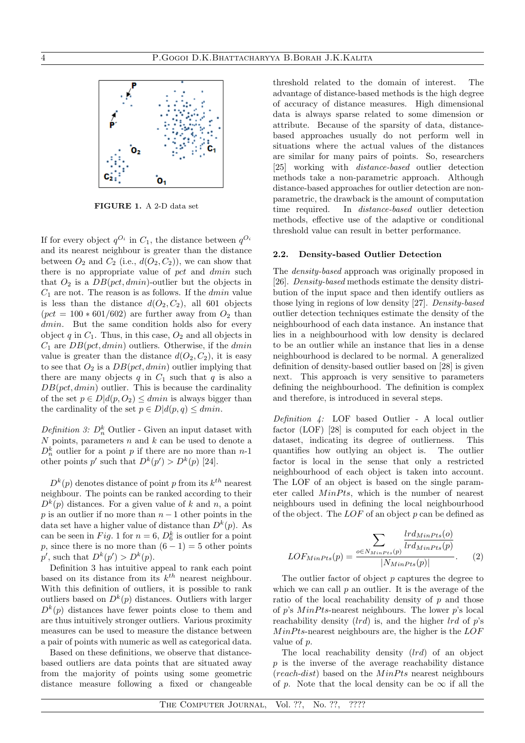FIGURE 1. A 2-D data set

If for every object $q^{O_i}$ in $C_1$, the distance between $q^{O_i}$ and its nearest neighbour is greater than the distance between $O_2$ and $C_2$ (i.e., $d(O_2, C_2)$), we can show that there is no appropriate value of $pct$ and $dmin$ such that $O_2$ is a $DB(pct, dmin)$-outlier but the objects in $C_1$ are not. The reason is as follows. If the $dmin$ value is less than the distance $d(O_2, C_2)$, all 601 objects ($pct = 100 * 601/602$) are further away from $O_2$ than $dmin$. But the same condition holds also for every object $q$ in $C_1$. Thus, in this case, $O_2$ and all objects in $C_1$ are $DB(pct, dmin)$ outliers. Otherwise, if the $dmin$ value is greater than the distance $d(O_2, C_2)$, it is easy to see that $O_2$ is a $DB(pct, dmin)$ outlier implying that there are many objects $q$ in $C_1$ such that $q$ is also a $DB(pct, dmin)$ outlier. This is because the cardinality of the set $p \in D | d(p, O_2) \leq dmin$ is always bigger than the cardinality of the set $p \in D | d(p, q) \leq dmin$.

*Definition 3:* $D_n^k$ Outlier - Given an input dataset with $N$ points, parameters $n$ and $k$ can be used to denote a $D_n^k$ outlier for a point $p$ if there are no more than $n$-1 other points $p'$ such that $D^k(p') > D^k(p)$ [24].

$D^k(p)$ denotes distance of point $p$ from its $k^{th}$ nearest neighbour. The points can be ranked according to their $D^k(p)$ distances. For a given value of $k$ and $n$, a point $p$ is an outlier if no more than $n-1$ other points in the data set have a higher value of distance than $D^k(p)$. As can be seen in $Fig.$ 1 for $n = 6$, $D_6^k$ is outlier for a point $p$, since there is no more than $(6-1) = 5$ other points $p'$, such that $D^k(p') > D^k(p)$.

Definition 3 has intuitive appeal to rank each point based on its distance from its $k^{th}$ nearest neighbour. With this definition of outliers, it is possible to rank outliers based on $D^k(p)$ distances. Outliers with larger $D^k(p)$ distances have fewer points close to them and are thus intuitively stronger outliers. Various proximity measures can be used to measure the distance between a pair of points with numeric as well as categorical data.

Based on these definitions, we observe that distance-based outliers are data points that are situated away from the majority of points using some geometric distance measure following a fixed or changeable threshold related to the domain of interest. The advantage of distance-based methods is the high degree of accuracy of distance measures. High dimensional data is always sparse related to some dimension or attribute. Because of the sparsity of data, distance-based approaches usually do not perform well in situations where the actual values of the distances are similar for many pairs of points. So, researchers [25] working with *distance-based* outlier detection methods take a non-parametric approach. Although distance-based approaches for outlier detection are non-parametric, the drawback is the amount of computation time required. In *distance-based* outlier detection methods, effective use of the adaptive or conditional threshold value can result in better performance.

### 2.2. Density-based Outlier Detection

The *density-based* approach was originally proposed in [26]. *Density-based* methods estimate the density distribution of the input space and then identify outliers as those lying in regions of low density [27]. *Density-based* outlier detection techniques estimate the density of the neighbourhood of each data instance. An instance that lies in a neighbourhood with low density is declared to be an outlier while an instance that lies in a dense neighbourhood is declared to be normal. A generalized definition of density-based outlier based on [28] is given next. This approach is very sensitive to parameters defining the neighbourhood. The definition is complex and therefore, is introduced in several steps.

*Definition 4:* LOF based Outlier - A local outlier factor (LOF) [28] is computed for each object in the dataset, indicating its degree of outlierness. This quantifies how outlying an object is. The outlier factor is local in the sense that only a restricted neighbourhood of each object is taken into account. The LOF of an object is based on the single parameter called $MinPts$, which is the number of nearest neighbours used in defining the local neighbourhood of the object. The $LOF$ of an object $p$ can be defined as

$$LOF_{MinPts}(p) = \frac{\sum_{o \in N_{MinPts}(p)} \frac{lrd_{MinPts}(o)}{lrd_{MinPts}(p)}}{|N_{MinPts}(p)|}. \quad (2)$$

The outlier factor of object $p$ captures the degree to which we can call $p$ an outlier. It is the average of the ratio of the local reachability density of $p$ and those of $p$'s $MinPts$-nearest neighbours. The lower $p$'s local reachability density ($lrd$) is, and the higher $lrd$ of $p$'s $MinPts$-nearest neighbours are, the higher is the $LOF$ value of $p$.

The local reachability density ($lrd$) of an object $p$ is the inverse of the average reachability distance ($reach$-$dist$) based on the $MinPts$ nearest neighbours of $p$. Note that the local density can be $\infty$ if all the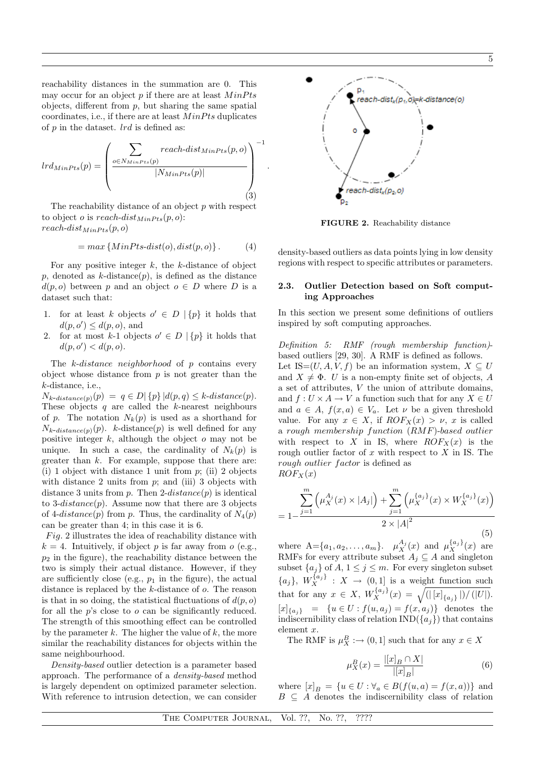reachability distances in the summation are 0. This may occur for an object $p$ if there are at least $MinPts$ objects, different from $p$, but sharing the same spatial coordinates, i.e., if there are at least $MinPts$ duplicates of $p$ in the dataset. $lrd$ is defined as:

$$lrd_{MinPts}(p) = \left( \frac{\sum_{o \in N_{MinPts}(p)} reach\text{-}dist_{MinPts}(p, o)}{|N_{MinPts}(p)|} \right)^{-1}. \quad (3)$$

The reachability distance of an object $p$ with respect to object $o$ is $reach\text{-}dist_{MinPts}(p, o)$:
$reach\text{-}dist_{MinPts}(p, o)$

$$= max\left\{MinPts\text{-}dist(o), dist(p, o)\right\}. \quad (4)$$

For any positive integer $k$, the $k$-distance of object $p$, denoted as $k$-distance($p$), is defined as the distance $d(p, o)$ between $p$ and an object $o \in D$ where $D$ is a dataset such that:

1. for at least $k$ objects $o' \in D \mid \{p\}$ it holds that $d(p, o') \leq d(p, o)$, and
2. for at most $k$-1 objects $o' \in D \mid \{p\}$ it holds that $d(p, o') < d(p, o)$.

The *k-distance neighborhood* of $p$ contains every object whose distance from $p$ is not greater than the $k$-distance, i.e.,
$N_{k\text{-}distance(p)}(p) = q \in D|\{p\}|d(p, q) \leq k\text{-}distance(p)$. These objects $q$ are called the $k$-nearest neighbours of $p$. The notation $N_k(p)$ is used as a shorthand for $N_{k\text{-}distance(p)}(p)$. $k$-distance($p$) is well defined for any positive integer $k$, although the object $o$ may not be unique. In such a case, the cardinality of $N_k(p)$ is greater than $k$. For example, suppose that there are: (i) 1 object with distance 1 unit from $p$; (ii) 2 objects with distance 2 units from $p$; and (iii) 3 objects with distance 3 units from $p$. Then 2-*distance*($p$) is identical to 3-*distance*($p$). Assume now that there are 3 objects of 4-*distance*($p$) from $p$. Thus, the cardinality of $N_4(p)$ can be greater than 4; in this case it is 6.

*Fig.* 2 illustrates the idea of reachability distance with $k = 4$. Intuitively, if object $p$ is far away from $o$ (e.g., $p_2$ in the figure), the reachability distance between the two is simply their actual distance. However, if they are sufficiently close (e.g., $p_1$ in the figure), the actual distance is replaced by the $k$-distance of $o$. The reason is that in so doing, the statistical fluctuations of $d(p, o)$ for all the $p$'s close to $o$ can be significantly reduced. The strength of this smoothing effect can be controlled by the parameter $k$. The higher the value of $k$, the more similar the reachability distances for objects within the same neighbourhood.

*Density-based* outlier detection is a parameter based approach. The performance of a *density-based* method is largely dependent on optimized parameter selection. With reference to intrusion detection, we can consider density-based outliers as data points lying in low density regions with respect to specific attributes or parameters.

**FIGURE 2.** Reachability distance

### 2.3. Outlier Detection based on Soft computing Approaches

In this section we present some definitions of outliers inspired by soft computing approaches.

*Definition 5: RMF (rough membership function)*-based outliers [29, 30]. A RMF is defined as follows. Let IS=$(U, A, V, f)$ be an information system, $X \subseteq U$ and $X \neq \Phi$. $U$ is a non-empty finite set of objects, $A$ a set of attributes, $V$ the union of attribute domains, and $f : U \times A \rightarrow V$ a function such that for any $X \in U$ and $a \in A$, $f(x, a) \in V_a$. Let $\nu$ be a given threshold value. For any $x \in X$, if $ROF_X(x) > \nu$, $x$ is called a *rough membership function* (*RMF*)*-based outlier* with respect to $X$ in IS, where $ROF_X(x)$ is the rough outlier factor of $x$ with respect to $X$ in IS. The *rough outlier factor* is defined as
$ROF_X(x)$

$$= 1 - \frac{\sum_{j=1}^{m}\left(\mu_X^{A_j}(x) \times |A_j|\right) + \sum_{j=1}^{m}\left(\mu_X^{\{a_j\}}(x) \times W_X^{\{a_j\}}(x)\right)}{2 \times |A|^2} \quad (5)$$

where A=$\{a_1, a_2, \ldots, a_m\}$. $\mu_X^{A_j}(x)$ and $\mu_X^{\{a_j\}}(x)$ are RMFs for every attribute subset $A_j \subseteq A$ and singleton subset $\{a_j\}$ of $A$, $1 \leq j \leq m$. For every singleton subset $\{a_j\}$, $W_X^{\{a_j\}} : X \rightarrow (0, 1]$ is a weight function such that for any $x \in X$, $W_X^{\{a_j\}}(x) = \sqrt{(|\,[x]_{\{a_j\}}\,|)/(|U|)}$. $[x]_{\{a_j\}} = \{u \in U : f(u, a_j) = f(x, a_j)\}$ denotes the indiscernibility class of relation IND($\{a_j\}$) that contains element $x$.

The RMF is $\mu_X^B :\rightarrow (0, 1]$ such that for any $x \in X$

$$\mu_X^B(x) = \frac{|[x]_B \cap X|}{|[x]_B|} \quad (6)$$

where $[x]_B = \{u \in U : \forall_a \in B(f(u, a) = f(x, a))\}$ and $B \subseteq A$ denotes the indiscernibility class of relation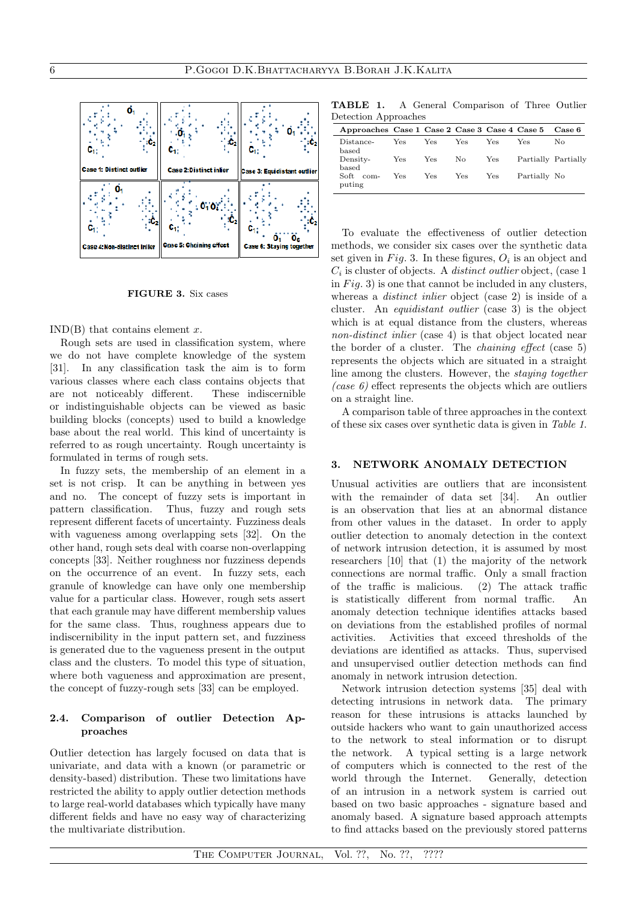FIGURE 3. Six cases

IND(B) that contains element $x$.

Rough sets are used in classification system, where we do not have complete knowledge of the system [31]. In any classification task the aim is to form various classes where each class contains objects that are not noticeably different. These indiscernible or indistinguishable objects can be viewed as basic building blocks (concepts) used to build a knowledge base about the real world. This kind of uncertainty is referred to as rough uncertainty. Rough uncertainty is formulated in terms of rough sets.

In fuzzy sets, the membership of an element in a set is not crisp. It can be anything in between yes and no. The concept of fuzzy sets is important in pattern classification. Thus, fuzzy and rough sets represent different facets of uncertainty. Fuzziness deals with vagueness among overlapping sets [32]. On the other hand, rough sets deal with coarse non-overlapping concepts [33]. Neither roughness nor fuzziness depends on the occurrence of an event. In fuzzy sets, each granule of knowledge can have only one membership value for a particular class. However, rough sets assert that each granule may have different membership values for the same class. Thus, roughness appears due to indiscernibility in the input pattern set, and fuzziness is generated due to the vagueness present in the output class and the clusters. To model this type of situation, where both vagueness and approximation are present, the concept of fuzzy-rough sets [33] can be employed.

### 2.4. Comparison of outlier Detection Approaches

Outlier detection has largely focused on data that is univariate, and data with a known (or parametric or density-based) distribution. These two limitations have restricted the ability to apply outlier detection methods to large real-world databases which typically have many different fields and have no easy way of characterizing the multivariate distribution.

**TABLE 1.** A General Comparison of Three Outlier Detection Approaches

| Approaches | Case 1 | Case 2 | Case 3 | Case 4 | Case 5 | Case 6 |
|---|---|---|---|---|---|---|
| Distance-based | Yes | Yes | Yes | Yes | Yes | No |
| Density-based | Yes | Yes | No | Yes | Partially | Partially |
| Soft computing | Yes | Yes | Yes | Yes | Partially | No |

To evaluate the effectiveness of outlier detection methods, we consider six cases over the synthetic data set given in *Fig.* 3. In these figures, $O_i$ is an object and $C_i$ is cluster of objects. A *distinct outlier* object, (case 1 in *Fig.* 3) is one that cannot be included in any clusters, whereas a *distinct inlier* object (case 2) is inside of a cluster. An *equidistant outlier* (case 3) is the object which is at equal distance from the clusters, whereas *non-distinct inlier* (case 4) is that object located near the border of a cluster. The *chaining effect* (case 5) represents the objects which are situated in a straight line among the clusters. However, the *staying together (case 6)* effect represents the objects which are outliers on a straight line.

A comparison table of three approaches in the context of these six cases over synthetic data is given in *Table 1.*

## 3. NETWORK ANOMALY DETECTION

Unusual activities are outliers that are inconsistent with the remainder of data set [34]. An outlier is an observation that lies at an abnormal distance from other values in the dataset. In order to apply outlier detection to anomaly detection in the context of network intrusion detection, it is assumed by most researchers [10] that (1) the majority of the network connections are normal traffic. Only a small fraction of the traffic is malicious. (2) The attack traffic is statistically different from normal traffic. An anomaly detection technique identifies attacks based on deviations from the established profiles of normal activities. Activities that exceed thresholds of the deviations are identified as attacks. Thus, supervised and unsupervised outlier detection methods can find anomaly in network intrusion detection.

Network intrusion detection systems [35] deal with detecting intrusions in network data. The primary reason for these intrusions is attacks launched by outside hackers who want to gain unauthorized access to the network to steal information or to disrupt the network. A typical setting is a large network of computers which is connected to the rest of the world through the Internet. Generally, detection of an intrusion in a network system is carried out based on two basic approaches - signature based and anomaly based. A signature based approach attempts to find attacks based on the previously stored patterns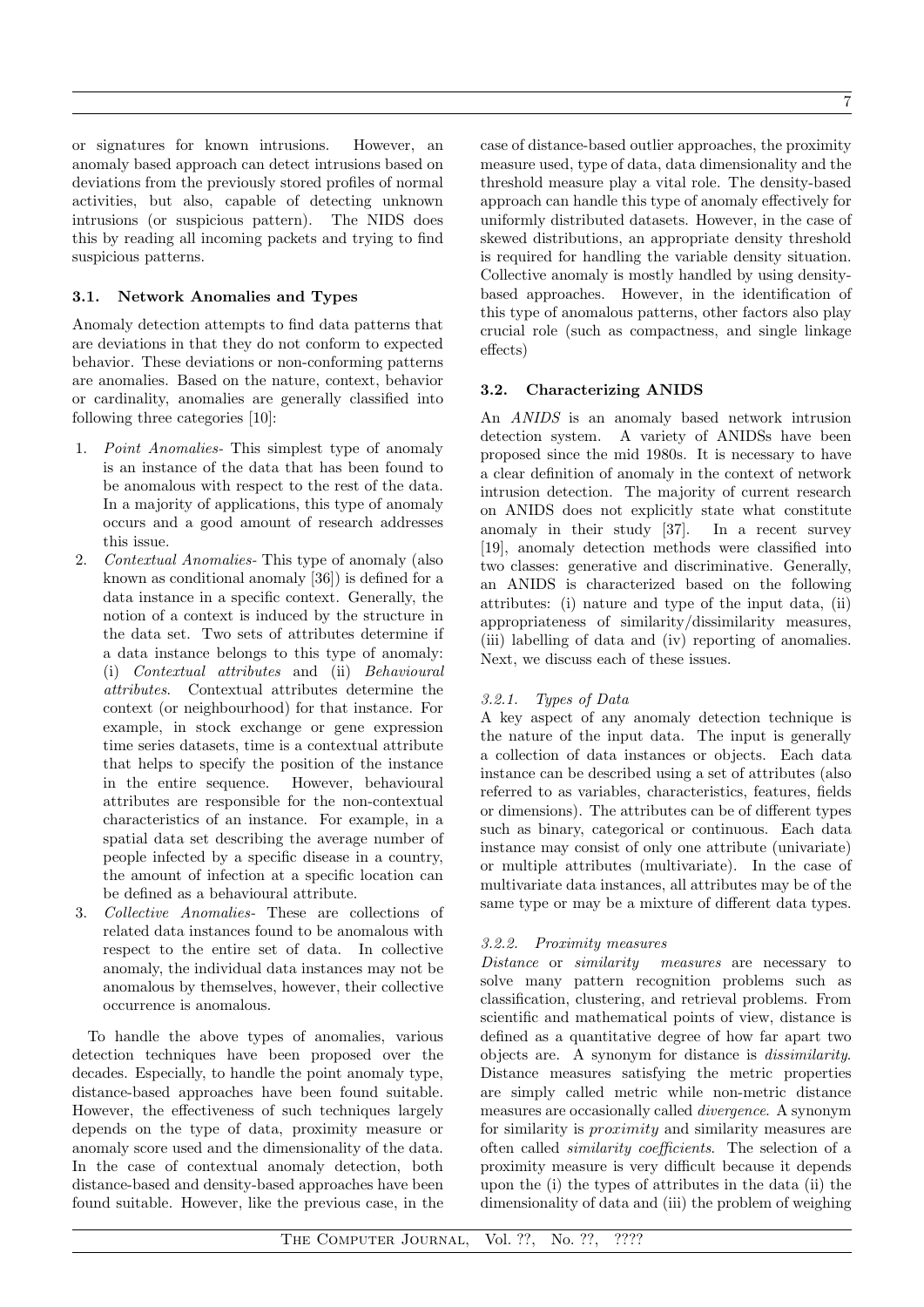or signatures for known intrusions. However, an anomaly based approach can detect intrusions based on deviations from the previously stored profiles of normal activities, but also, capable of detecting unknown intrusions (or suspicious pattern). The NIDS does this by reading all incoming packets and trying to find suspicious patterns.

### 3.1. Network Anomalies and Types

Anomaly detection attempts to find data patterns that are deviations in that they do not conform to expected behavior. These deviations or non-conforming patterns are anomalies. Based on the nature, context, behavior or cardinality, anomalies are generally classified into following three categories [10]:

1. *Point Anomalies*- This simplest type of anomaly is an instance of the data that has been found to be anomalous with respect to the rest of the data. In a majority of applications, this type of anomaly occurs and a good amount of research addresses this issue.
2. *Contextual Anomalies*- This type of anomaly (also known as conditional anomaly [36]) is defined for a data instance in a specific context. Generally, the notion of a context is induced by the structure in the data set. Two sets of attributes determine if a data instance belongs to this type of anomaly: (i) *Contextual attributes* and (ii) *Behavioural attributes*. Contextual attributes determine the context (or neighbourhood) for that instance. For example, in stock exchange or gene expression time series datasets, time is a contextual attribute that helps to specify the position of the instance in the entire sequence. However, behavioural attributes are responsible for the non-contextual characteristics of an instance. For example, in a spatial data set describing the average number of people infected by a specific disease in a country, the amount of infection at a specific location can be defined as a behavioural attribute.
3. *Collective Anomalies*- These are collections of related data instances found to be anomalous with respect to the entire set of data. In collective anomaly, the individual data instances may not be anomalous by themselves, however, their collective occurrence is anomalous.

To handle the above types of anomalies, various detection techniques have been proposed over the decades. Especially, to handle the point anomaly type, distance-based approaches have been found suitable. However, the effectiveness of such techniques largely depends on the type of data, proximity measure or anomaly score used and the dimensionality of the data. In the case of contextual anomaly detection, both distance-based and density-based approaches have been found suitable. However, like the previous case, in the case of distance-based outlier approaches, the proximity measure used, type of data, data dimensionality and the threshold measure play a vital role. The density-based approach can handle this type of anomaly effectively for uniformly distributed datasets. However, in the case of skewed distributions, an appropriate density threshold is required for handling the variable density situation. Collective anomaly is mostly handled by using density-based approaches. However, in the identification of this type of anomalous patterns, other factors also play crucial role (such as compactness, and single linkage effects)

### 3.2. Characterizing ANIDS

An *ANIDS* is an anomaly based network intrusion detection system. A variety of ANIDSs have been proposed since the mid 1980s. It is necessary to have a clear definition of anomaly in the context of network intrusion detection. The majority of current research on ANIDS does not explicitly state what constitute anomaly in their study [37]. In a recent survey [19], anomaly detection methods were classified into two classes: generative and discriminative. Generally, an ANIDS is characterized based on the following attributes: (i) nature and type of the input data, (ii) appropriateness of similarity/dissimilarity measures, (iii) labelling of data and (iv) reporting of anomalies. Next, we discuss each of these issues.

#### 3.2.1. Types of Data

A key aspect of any anomaly detection technique is the nature of the input data. The input is generally a collection of data instances or objects. Each data instance can be described using a set of attributes (also referred to as variables, characteristics, features, fields or dimensions). The attributes can be of different types such as binary, categorical or continuous. Each data instance may consist of only one attribute (univariate) or multiple attributes (multivariate). In the case of multivariate data instances, all attributes may be of the same type or may be a mixture of different data types.

#### 3.2.2. Proximity measures

*Distance* or *similarity measures* are necessary to solve many pattern recognition problems such as classification, clustering, and retrieval problems. From scientific and mathematical points of view, distance is defined as a quantitative degree of how far apart two objects are. A synonym for distance is *dissimilarity*. Distance measures satisfying the metric properties are simply called metric while non-metric distance measures are occasionally called *divergence*. A synonym for similarity is *proximity* and similarity measures are often called *similarity coefficients*. The selection of a proximity measure is very difficult because it depends upon the (i) the types of attributes in the data (ii) the dimensionality of data and (iii) the problem of weighing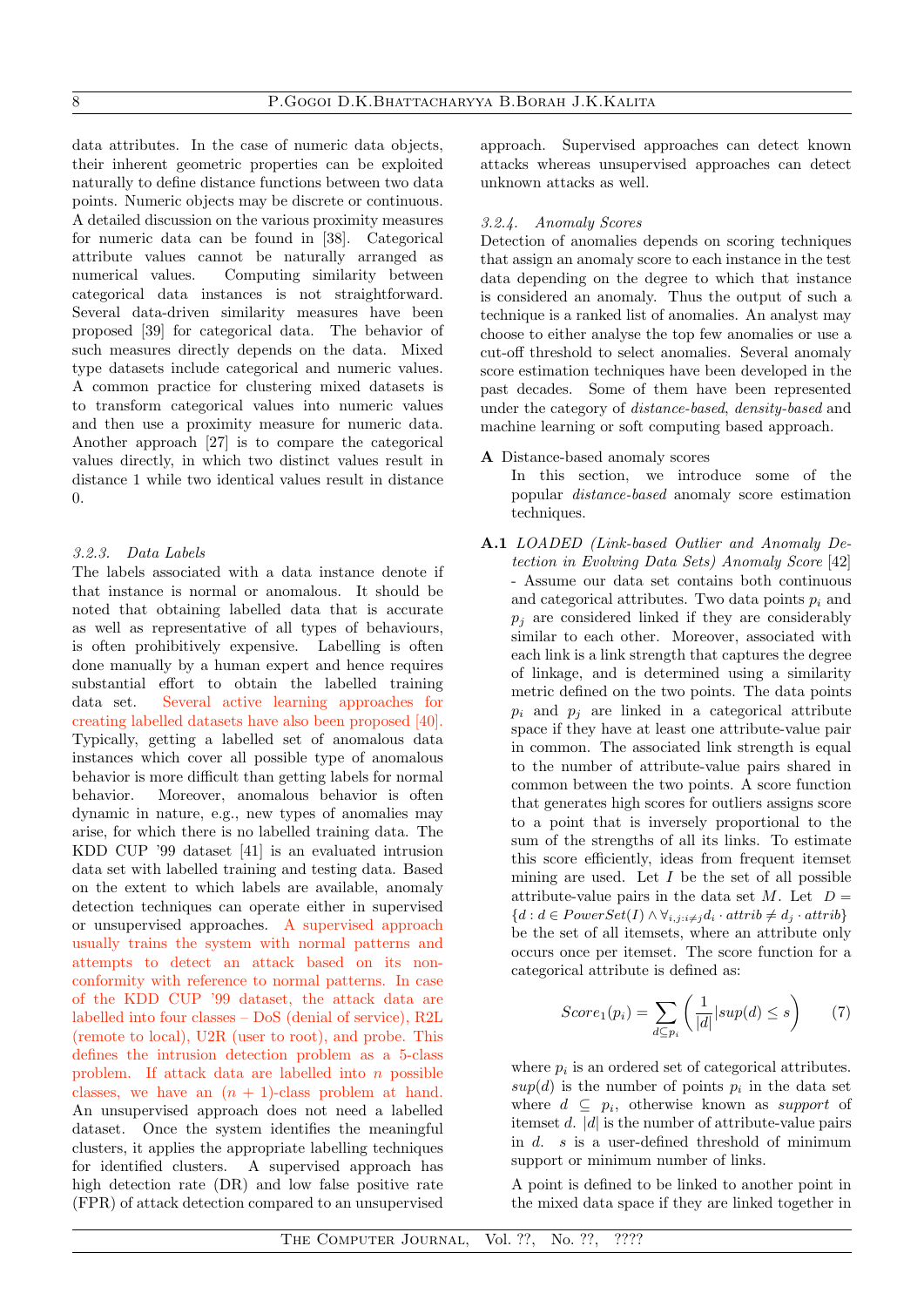data attributes. In the case of numeric data objects, their inherent geometric properties can be exploited naturally to define distance functions between two data points. Numeric objects may be discrete or continuous. A detailed discussion on the various proximity measures for numeric data can be found in [38]. Categorical attribute values cannot be naturally arranged as numerical values. Computing similarity between categorical data instances is not straightforward. Several data-driven similarity measures have been proposed [39] for categorical data. The behavior of such measures directly depends on the data. Mixed type datasets include categorical and numeric values. A common practice for clustering mixed datasets is to transform categorical values into numeric values and then use a proximity measure for numeric data. Another approach [27] is to compare the categorical values directly, in which two distinct values result in distance 1 while two identical values result in distance 0.

#### 3.2.3. Data Labels

The labels associated with a data instance denote if that instance is normal or anomalous. It should be noted that obtaining labelled data that is accurate as well as representative of all types of behaviours, is often prohibitively expensive. Labelling is often done manually by a human expert and hence requires substantial effort to obtain the labelled training data set. Several active learning approaches for creating labelled datasets have also been proposed [40]. Typically, getting a labelled set of anomalous data instances which cover all possible type of anomalous behavior is more difficult than getting labels for normal behavior. Moreover, anomalous behavior is often dynamic in nature, e.g., new types of anomalies may arise, for which there is no labelled training data. The KDD CUP '99 dataset [41] is an evaluated intrusion data set with labelled training and testing data. Based on the extent to which labels are available, anomaly detection techniques can operate either in supervised or unsupervised approaches. A supervised approach usually trains the system with normal patterns and attempts to detect an attack based on its non-conformity with reference to normal patterns. In case of the KDD CUP '99 dataset, the attack data are labelled into four classes – DoS (denial of service), R2L (remote to local), U2R (user to root), and probe. This defines the intrusion detection problem as a 5-class problem. If attack data are labelled into $n$ possible classes, we have an $(n + 1)$-class problem at hand. An unsupervised approach does not need a labelled dataset. Once the system identifies the meaningful clusters, it applies the appropriate labelling techniques for identified clusters. A supervised approach has high detection rate (DR) and low false positive rate (FPR) of attack detection compared to an unsupervised approach. Supervised approaches can detect known attacks whereas unsupervised approaches can detect unknown attacks as well.

#### 3.2.4. Anomaly Scores

Detection of anomalies depends on scoring techniques that assign an anomaly score to each instance in the test data depending on the degree to which that instance is considered an anomaly. Thus the output of such a technique is a ranked list of anomalies. An analyst may choose to either analyse the top few anomalies or use a cut-off threshold to select anomalies. Several anomaly score estimation techniques have been developed in the past decades. Some of them have been represented under the category of *distance-based*, *density-based* and machine learning or soft computing based approach.

**A** Distance-based anomaly scores

In this section, we introduce some of the popular *distance-based* anomaly score estimation techniques.

**A.1** *LOADED (Link-based Outlier and Anomaly Detection in Evolving Data Sets) Anomaly Score* [42] - Assume our data set contains both continuous and categorical attributes. Two data points $p_i$ and $p_j$ are considered linked if they are considerably similar to each other. Moreover, associated with each link is a link strength that captures the degree of linkage, and is determined using a similarity metric defined on the two points. The data points $p_i$ and $p_j$ are linked in a categorical attribute space if they have at least one attribute-value pair in common. The associated link strength is equal to the number of attribute-value pairs shared in common between the two points. A score function that generates high scores for outliers assigns score to a point that is inversely proportional to the sum of the strengths of all its links. To estimate this score efficiently, ideas from frequent itemset mining are used. Let $I$ be the set of all possible attribute-value pairs in the data set $M$. Let $D = \{d : d \in PowerSet(I) \wedge \forall_{i,j:i \neq j} d_i \cdot attrib \neq d_j \cdot attrib\}$ be the set of all itemsets, where an attribute only occurs once per itemset. The score function for a categorical attribute is defined as:

$$Score_1(p_i) = \sum_{d \subseteq p_i} \left( \frac{1}{|d|} |sup(d) \leq s \right) \qquad (7)$$

where $p_i$ is an ordered set of categorical attributes. $sup(d)$ is the number of points $p_i$ in the data set where $d \subseteq p_i$, otherwise known as *support* of itemset $d$. $|d|$ is the number of attribute-value pairs in $d$. $s$ is a user-defined threshold of minimum support or minimum number of links.

A point is defined to be linked to another point in the mixed data space if they are linked together in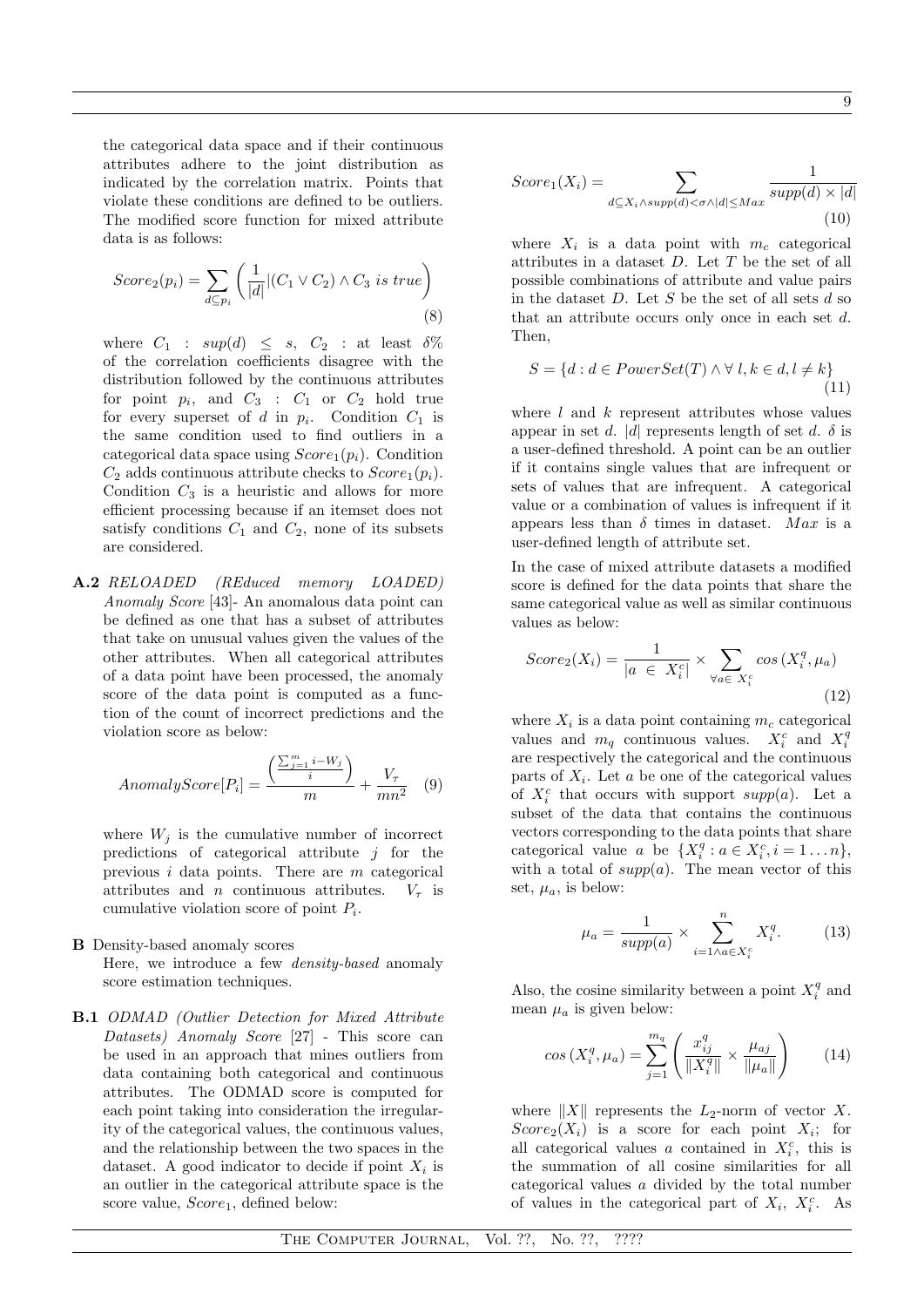the categorical data space and if their continuous attributes adhere to the joint distribution as indicated by the correlation matrix. Points that violate these conditions are defined to be outliers. The modified score function for mixed attribute data is as follows:

$$Score_2(p_i) = \sum_{d \subseteq p_i} \left( \frac{1}{|d|} | (C_1 \vee C_2) \wedge C_3 \text{ } is \text{ } true \right) \tag{8}$$

where $C_1$ : $sup(d) \leq s$, $C_2$ : at least $\delta\%$ of the correlation coefficients disagree with the distribution followed by the continuous attributes for point $p_i$, and $C_3$ : $C_1$ or $C_2$ hold true for every superset of $d$ in $p_i$. Condition $C_1$ is the same condition used to find outliers in a categorical data space using $Score_1(p_i)$. Condition $C_2$ adds continuous attribute checks to $Score_1(p_i)$. Condition $C_3$ is a heuristic and allows for more efficient processing because if an itemset does not satisfy conditions $C_1$ and $C_2$, none of its subsets are considered.

**A.2** *RELOADED (REduced memory LOADED) Anomaly Score* [43]- An anomalous data point can be defined as one that has a subset of attributes that take on unusual values given the values of the other attributes. When all categorical attributes of a data point have been processed, the anomaly score of the data point is computed as a function of the count of incorrect predictions and the violation score as below:

$$AnomalyScore[P_i] = \frac{\left( \frac{\sum_{j=1}^{m} i - W_j}{i} \right)}{m} + \frac{V_\tau}{mn^2} \tag{9}$$

where $W_j$ is the cumulative number of incorrect predictions of categorical attribute $j$ for the previous $i$ data points. There are $m$ categorical attributes and $n$ continuous attributes. $V_\tau$ is cumulative violation score of point $P_i$.

**B** Density-based anomaly scores

Here, we introduce a few *density-based* anomaly score estimation techniques.

**B.1** *ODMAD (Outlier Detection for Mixed Attribute Datasets) Anomaly Score* [27] - This score can be used in an approach that mines outliers from data containing both categorical and continuous attributes. The ODMAD score is computed for each point taking into consideration the irregularity of the categorical values, the continuous values, and the relationship between the two spaces in the dataset. A good indicator to decide if point $X_i$ is an outlier in the categorical attribute space is the score value, $Score_1$, defined below:

$$Score_1(X_i) = \sum_{d \subseteq X_i \wedge supp(d) < \sigma \wedge |d| \leq Max} \frac{1}{supp(d) \times |d|} \tag{10}$$

where $X_i$ is a data point with $m_c$ categorical attributes in a dataset $D$. Let $T$ be the set of all possible combinations of attribute and value pairs in the dataset $D$. Let $S$ be the set of all sets $d$ so that an attribute occurs only once in each set $d$. Then,

$$S = \{d : d \in PowerSet(T) \wedge \forall \, l, k \in d, l \neq k\} \tag{11}$$

where $l$ and $k$ represent attributes whose values appear in set $d$. $|d|$ represents length of set $d$. $\delta$ is a user-defined threshold. A point can be an outlier if it contains single values that are infrequent or sets of values that are infrequent. A categorical value or a combination of values is infrequent if it appears less than $\delta$ times in dataset. $Max$ is a user-defined length of attribute set.

In the case of mixed attribute datasets a modified score is defined for the data points that share the same categorical value as well as similar continuous values as below:

$$Score_2(X_i) = \frac{1}{|a \, \in \, X_i^c|} \times \sum_{\forall a \in \, X_i^c} cos\left(X_i^q, \mu_a\right) \tag{12}$$

where $X_i$ is a data point containing $m_c$ categorical values and $m_q$ continuous values. $X_i^c$ and $X_i^q$ are respectively the categorical and the continuous parts of $X_i$. Let $a$ be one of the categorical values of $X_i^c$ that occurs with support $supp(a)$. Let a subset of the data that contains the continuous vectors corresponding to the data points that share categorical value $a$ be $\{X_i^q : a \in X_i^c, i = 1 \ldots n\}$, with a total of $supp(a)$. The mean vector of this set, $\mu_a$, is below:

$$\mu_a = \frac{1}{supp(a)} \times \sum_{i=1 \wedge a \in X_i^c}^{n} X_i^q. \tag{13}$$

Also, the cosine similarity between a point $X_i^q$ and mean $\mu_a$ is given below:

$$cos\left(X_i^q, \mu_a\right) = \sum_{j=1}^{m_q} \left( \frac{x_{ij}^q}{\|X_i^q\|} \times \frac{\mu_{aj}}{\|\mu_a\|} \right) \tag{14}$$

where $\|X\|$ represents the $L_2$-norm of vector $X$. $Score_2(X_i)$ is a score for each point $X_i$; for all categorical values $a$ contained in $X_i^c$, this is the summation of all cosine similarities for all categorical values $a$ divided by the total number of values in the categorical part of $X_i$, $X_i^c$. As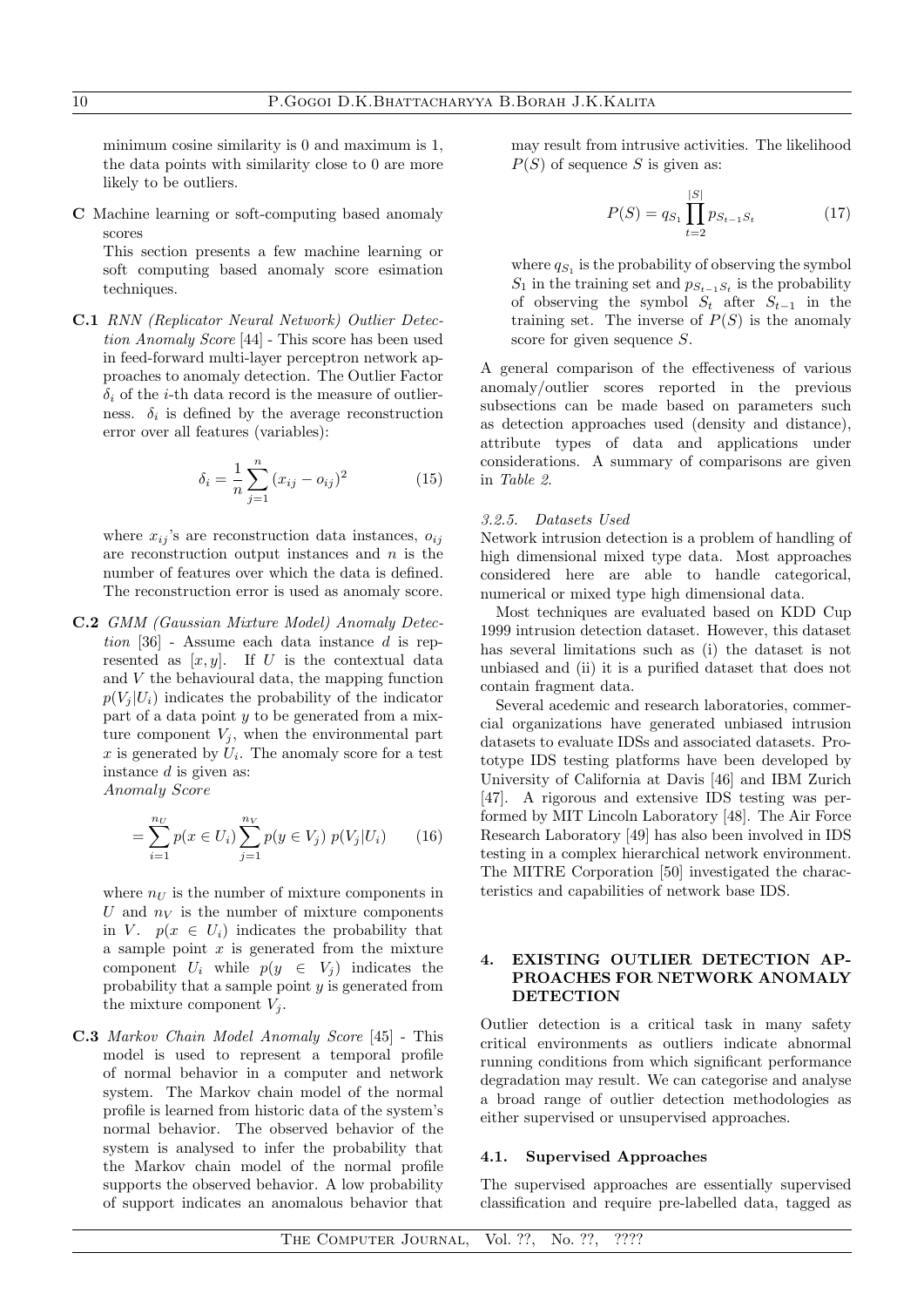minimum cosine similarity is 0 and maximum is 1, the data points with similarity close to 0 are more likely to be outliers.

**C** Machine learning or soft-computing based anomaly scores

This section presents a few machine learning or soft computing based anomaly score esimation techniques.

**C.1** *RNN (Replicator Neural Network) Outlier Detection Anomaly Score* [44] - This score has been used in feed-forward multi-layer perceptron network approaches to anomaly detection. The Outlier Factor $\delta_i$ of the $i$-th data record is the measure of outlierness. $\delta_i$ is defined by the average reconstruction error over all features (variables):

$$\delta_i = \frac{1}{n}\sum_{j=1}^{n}(x_{ij} - o_{ij})^2 \tag{15}$$

where $x_{ij}$'s are reconstruction data instances, $o_{ij}$ are reconstruction output instances and $n$ is the number of features over which the data is defined. The reconstruction error is used as anomaly score.

**C.2** *GMM (Gaussian Mixture Model) Anomaly Detection* [36] - Assume each data instance $d$ is represented as $[x, y]$. If $U$ is the contextual data and $V$ the behavioural data, the mapping function $p(V_j|U_i)$ indicates the probability of the indicator part of a data point $y$ to be generated from a mixture component $V_j$, when the environmental part $x$ is generated by $U_i$. The anomaly score for a test instance $d$ is given as:
*Anomaly Score*

$$= \sum_{i=1}^{n_U} p(x \in U_i) \sum_{j=1}^{n_V} p(y \in V_j)\; p(V_j|U_i) \tag{16}$$

where $n_U$ is the number of mixture components in $U$ and $n_V$ is the number of mixture components in $V$. $p(x \in U_i)$ indicates the probability that a sample point $x$ is generated from the mixture component $U_i$ while $p(y \in V_j)$ indicates the probability that a sample point $y$ is generated from the mixture component $V_j$.

**C.3** *Markov Chain Model Anomaly Score* [45] - This model is used to represent a temporal profile of normal behavior in a computer and network system. The Markov chain model of the normal profile is learned from historic data of the system's normal behavior. The observed behavior of the system is analysed to infer the probability that the Markov chain model of the normal profile supports the observed behavior. A low probability of support indicates an anomalous behavior that may result from intrusive activities. The likelihood $P(S)$ of sequence $S$ is given as:

$$P(S) = q_{S_1}\prod_{t=2}^{|S|} p_{S_{t-1}S_t} \tag{17}$$

where $q_{S_1}$ is the probability of observing the symbol $S_1$ in the training set and $p_{S_{t-1}S_t}$ is the probability of observing the symbol $S_t$ after $S_{t-1}$ in the training set. The inverse of $P(S)$ is the anomaly score for given sequence $S$.

A general comparison of the effectiveness of various anomaly/outlier scores reported in the previous subsections can be made based on parameters such as detection approaches used (density and distance), attribute types of data and applications under considerations. A summary of comparisons are given in *Table 2*.

#### *3.2.5. Datasets Used*

Network intrusion detection is a problem of handling of high dimensional mixed type data. Most approaches considered here are able to handle categorical, numerical or mixed type high dimensional data.

Most techniques are evaluated based on KDD Cup 1999 intrusion detection dataset. However, this dataset has several limitations such as (i) the dataset is not unbiased and (ii) it is a purified dataset that does not contain fragment data.

Several acedemic and research laboratories, commercial organizations have generated unbiased intrusion datasets to evaluate IDSs and associated datasets. Prototype IDS testing platforms have been developed by University of California at Davis [46] and IBM Zurich [47]. A rigorous and extensive IDS testing was performed by MIT Lincoln Laboratory [48]. The Air Force Research Laboratory [49] has also been involved in IDS testing in a complex hierarchical network environment. The MITRE Corporation [50] investigated the characteristics and capabilities of network base IDS.

## 4. EXISTING OUTLIER DETECTION APPROACHES FOR NETWORK ANOMALY DETECTION

Outlier detection is a critical task in many safety critical environments as outliers indicate abnormal running conditions from which significant performance degradation may result. We can categorise and analyse a broad range of outlier detection methodologies as either supervised or unsupervised approaches.

### 4.1. Supervised Approaches

The supervised approaches are essentially supervised classification and require pre-labelled data, tagged as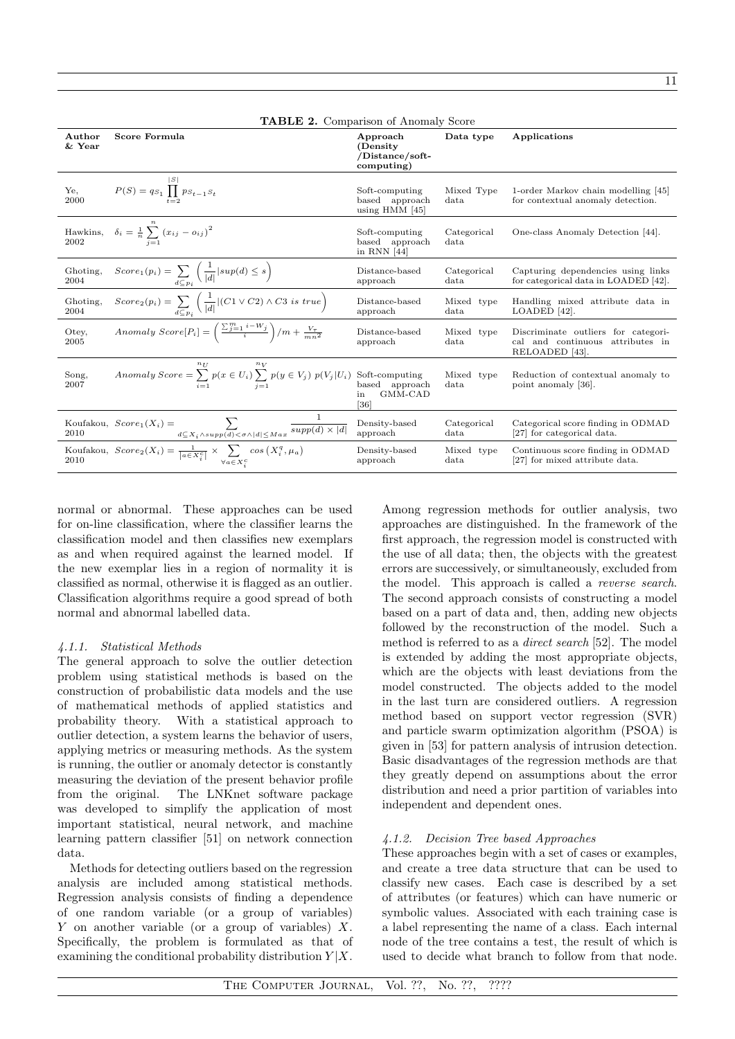**TABLE 2.** Comparison of Anomaly Score

| Author & Year | Score Formula | Approach (Density /Distance/soft-computing) | Data type | Applications |
|---|---|---|---|---|
| Ye, 2000 | $P(S) = q_{S_1} \prod_{t=2}^{\|S\|} p_{S_{t-1}S_t}$ | Soft-computing based approach using HMM [45] | Mixed Type data | 1-order Markov chain modelling [45] for contextual anomaly detection. |
| Hawkins, 2002 | $\delta_i = \frac{1}{n} \sum_{j=1}^{n} (x_{ij} - o_{ij})^2$ | Soft-computing based approach in RNN [44] | Categorical data | One-class Anomaly Detection [44]. |
| Ghoting, 2004 | $Score_1(p_i) = \sum_{d \subseteq p_i} \left( \frac{1}{\|d\|} \| sup(d) \leq s \right)$ | Distance-based approach | Categorical data | Capturing dependencies using links for categorical data in LOADED [42]. |
| Ghoting, 2004 | $Score_2(p_i) = \sum_{d \subseteq p_i} \left( \frac{1}{\|d\|} \| (C1 \vee C2) \wedge C3 \text{ is true} \right)$ | Distance-based approach | Mixed type data | Handling mixed attribute data in LOADED [42]. |
| Otey, 2005 | $Anomaly\ Score[P_i] = \left( \frac{\sum_{j=1}^{m} i - W_j}{i} \right) / m + \frac{V_\tau}{mn^2}$ | Distance-based approach | Mixed type data | Discriminate outliers for categorical and continuous attributes in RELOADED [43]. |
| Song, 2007 | $Anomaly\ Score = \sum_{i=1}^{n_U} p(x \in U_i) \sum_{j=1}^{n_V} p(y \in V_j)\ p(V_j \| U_i)$ | Soft-computing based approach in GMM-CAD [36] | Mixed type data | Reduction of contextual anomaly to point anomaly [36]. |
| Koufakou, 2010 | $Score_1(X_i) = \sum_{d \subseteq X_i \wedge supp(d) < \sigma \wedge \|d\| \leq Max} \frac{1}{supp(d) \times \|d\|}$ | Density-based approach | Categorical data | Categorical score finding in ODMAD [27] for categorical data. |
| Koufakou, 2010 | $Score_2(X_i) = \frac{1}{\|a \in X_i^c\|} \times \sum_{\forall a \in X_i^c} cos(X_i^q, \mu_a)$ | Density-based approach | Mixed type data | Continuous score finding in ODMAD [27] for mixed attribute data. |

normal or abnormal. These approaches can be used for on-line classification, where the classifier learns the classification model and then classifies new exemplars as and when required against the learned model. If the new exemplar lies in a region of normality it is classified as normal, otherwise it is flagged as an outlier. Classification algorithms require a good spread of both normal and abnormal labelled data.

#### *4.1.1. Statistical Methods*

The general approach to solve the outlier detection problem using statistical methods is based on the construction of probabilistic data models and the use of mathematical methods of applied statistics and probability theory. With a statistical approach to outlier detection, a system learns the behavior of users, applying metrics or measuring methods. As the system is running, the outlier or anomaly detector is constantly measuring the deviation of the present behavior profile from the original. The LNKnet software package was developed to simplify the application of most important statistical, neural network, and machine learning pattern classifier [51] on network connection data.

Methods for detecting outliers based on the regression analysis are included among statistical methods. Regression analysis consists of finding a dependence of one random variable (or a group of variables) $Y$ on another variable (or a group of variables) $X$. Specifically, the problem is formulated as that of examining the conditional probability distribution $Y|X$. Among regression methods for outlier analysis, two approaches are distinguished. In the framework of the first approach, the regression model is constructed with the use of all data; then, the objects with the greatest errors are successively, or simultaneously, excluded from the model. This approach is called a *reverse search*. The second approach consists of constructing a model based on a part of data and, then, adding new objects followed by the reconstruction of the model. Such a method is referred to as a *direct search* [52]. The model is extended by adding the most appropriate objects, which are the objects with least deviations from the model constructed. The objects added to the model in the last turn are considered outliers. A regression method based on support vector regression (SVR) and particle swarm optimization algorithm (PSOA) is given in [53] for pattern analysis of intrusion detection. Basic disadvantages of the regression methods are that they greatly depend on assumptions about the error distribution and need a prior partition of variables into independent and dependent ones.

#### *4.1.2. Decision Tree based Approaches*

These approaches begin with a set of cases or examples, and create a tree data structure that can be used to classify new cases. Each case is described by a set of attributes (or features) which can have numeric or symbolic values. Associated with each training case is a label representing the name of a class. Each internal node of the tree contains a test, the result of which is used to decide what branch to follow from that node.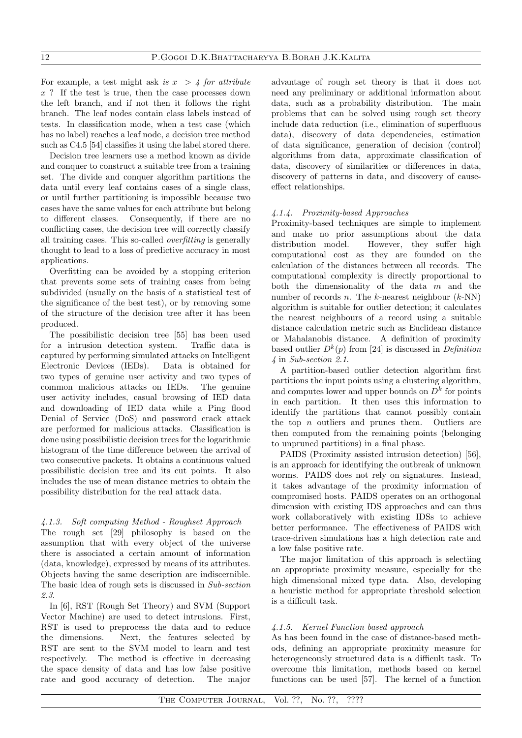For example, a test might ask *is $x > 4$ for attribute $x$* ? If the test is true, then the case processes down the left branch, and if not then it follows the right branch. The leaf nodes contain class labels instead of tests. In classification mode, when a test case (which has no label) reaches a leaf node, a decision tree method such as C4.5 [54] classifies it using the label stored there.

Decision tree learners use a method known as divide and conquer to construct a suitable tree from a training set. The divide and conquer algorithm partitions the data until every leaf contains cases of a single class, or until further partitioning is impossible because two cases have the same values for each attribute but belong to different classes. Consequently, if there are no conflicting cases, the decision tree will correctly classify all training cases. This so-called *overfitting* is generally thought to lead to a loss of predictive accuracy in most applications.

Overfitting can be avoided by a stopping criterion that prevents some sets of training cases from being subdivided (usually on the basis of a statistical test of the significance of the best test), or by removing some of the structure of the decision tree after it has been produced.

The possibilistic decision tree [55] has been used for a intrusion detection system. Traffic data is captured by performing simulated attacks on Intelligent Electronic Devices (IEDs). Data is obtained for two types of genuine user activity and two types of common malicious attacks on IEDs. The genuine user activity includes, casual browsing of IED data and downloading of IED data while a Ping flood Denial of Service (DoS) and password crack attack are performed for malicious attacks. Classification is done using possibilistic decision trees for the logarithmic histogram of the time difference between the arrival of two consecutive packets. It obtains a continuous valued possibilistic decision tree and its cut points. It also includes the use of mean distance metrics to obtain the possibility distribution for the real attack data.

#### *4.1.3. Soft computing Method - Roughset Approach*

The rough set [29] philosophy is based on the assumption that with every object of the universe there is associated a certain amount of information (data, knowledge), expressed by means of its attributes. Objects having the same description are indiscernible. The basic idea of rough sets is discussed in *Sub-section 2.3*.

In [6], RST (Rough Set Theory) and SVM (Support Vector Machine) are used to detect intrusions. First, RST is used to preprocess the data and to reduce the dimensions. Next, the features selected by RST are sent to the SVM model to learn and test respectively. The method is effective in decreasing the space density of data and has low false positive rate and good accuracy of detection. The major advantage of rough set theory is that it does not need any preliminary or additional information about data, such as a probability distribution. The main problems that can be solved using rough set theory include data reduction (i.e., elimination of superfluous data), discovery of data dependencies, estimation of data significance, generation of decision (control) algorithms from data, approximate classification of data, discovery of similarities or differences in data, discovery of patterns in data, and discovery of cause-effect relationships.

#### *4.1.4. Proximity-based Approaches*

Proximity-based techniques are simple to implement and make no prior assumptions about the data distribution model. However, they suffer high computational cost as they are founded on the calculation of the distances between all records. The computational complexity is directly proportional to both the dimensionality of the data $m$ and the number of records $n$. The $k$-nearest neighbour ($k$-NN) algorithm is suitable for outlier detection; it calculates the nearest neighbours of a record using a suitable distance calculation metric such as Euclidean distance or Mahalanobis distance. A definition of proximity based outlier $D^k(p)$ from [24] is discussed in *Definition 4* in *Sub-section 2.1*.

A partition-based outlier detection algorithm first partitions the input points using a clustering algorithm, and computes lower and upper bounds on $D^k$ for points in each partition. It then uses this information to identify the partitions that cannot possibly contain the top $n$ outliers and prunes them. Outliers are then computed from the remaining points (belonging to unpruned partitions) in a final phase.

PAIDS (Proximity assisted intrusion detection) [56], is an approach for identifying the outbreak of unknown worms. PAIDS does not rely on signatures. Instead, it takes advantage of the proximity information of compromised hosts. PAIDS operates on an orthogonal dimension with existing IDS approaches and can thus work collaboratively with existing IDSs to achieve better performance. The effectiveness of PAIDS with trace-driven simulations has a high detection rate and a low false positive rate.

The major limitation of this approach is selectiing an appropriate proximity measure, especially for the high dimensional mixed type data. Also, developing a heuristic method for appropriate threshold selection is a difficult task.

#### *4.1.5. Kernel Function based approach*

As has been found in the case of distance-based methods, defining an appropriate proximity measure for heterogeneously structured data is a difficult task. To overcome this limitation, methods based on kernel functions can be used [57]. The kernel of a function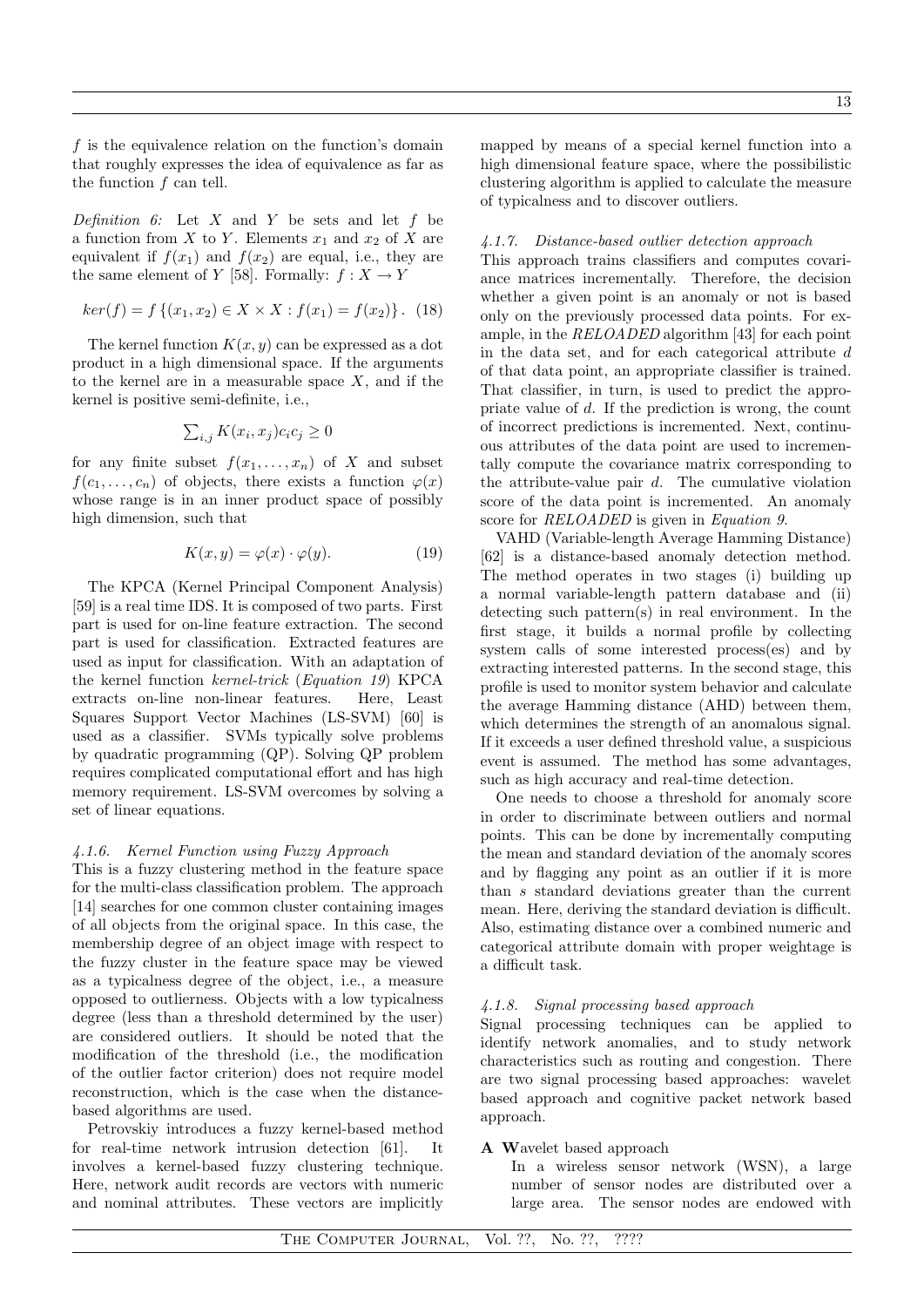$f$ is the equivalence relation on the function's domain that roughly expresses the idea of equivalence as far as the function $f$ can tell.

*Definition 6:* Let $X$ and $Y$ be sets and let $f$ be a function from $X$ to $Y$. Elements $x_1$ and $x_2$ of $X$ are equivalent if $f(x_1)$ and $f(x_2)$ are equal, i.e., they are the same element of $Y$ [58]. Formally: $f : X \to Y$

$$ker(f) = f\{(x_1, x_2) \in X \times X : f(x_1) = f(x_2)\}. \quad (18)$$

The kernel function $K(x, y)$ can be expressed as a dot product in a high dimensional space. If the arguments to the kernel are in a measurable space $X$, and if the kernel is positive semi-definite, i.e.,

$$\sum_{i,j} K(x_i, x_j) c_i c_j \geq 0$$

for any finite subset $f(x_1, \ldots, x_n)$ of $X$ and subset $f(c_1, \ldots, c_n)$ of objects, there exists a function $\varphi(x)$ whose range is in an inner product space of possibly high dimension, such that

$$K(x, y) = \varphi(x) \cdot \varphi(y). \quad (19)$$

The KPCA (Kernel Principal Component Analysis) [59] is a real time IDS. It is composed of two parts. First part is used for on-line feature extraction. The second part is used for classification. Extracted features are used as input for classification. With an adaptation of the kernel function *kernel-trick* (*Equation 19*) KPCA extracts on-line non-linear features. Here, Least Squares Support Vector Machines (LS-SVM) [60] is used as a classifier. SVMs typically solve problems by quadratic programming (QP). Solving QP problem requires complicated computational effort and has high memory requirement. LS-SVM overcomes by solving a set of linear equations.

#### 4.1.6. Kernel Function using Fuzzy Approach

This is a fuzzy clustering method in the feature space for the multi-class classification problem. The approach [14] searches for one common cluster containing images of all objects from the original space. In this case, the membership degree of an object image with respect to the fuzzy cluster in the feature space may be viewed as a typicalness degree of the object, i.e., a measure opposed to outlierness. Objects with a low typicalness degree (less than a threshold determined by the user) are considered outliers. It should be noted that the modification of the threshold (i.e., the modification of the outlier factor criterion) does not require model reconstruction, which is the case when the distance-based algorithms are used.

Petrovskiy introduces a fuzzy kernel-based method for real-time network intrusion detection [61]. It involves a kernel-based fuzzy clustering technique. Here, network audit records are vectors with numeric and nominal attributes. These vectors are implicitly mapped by means of a special kernel function into a high dimensional feature space, where the possibilistic clustering algorithm is applied to calculate the measure of typicalness and to discover outliers.

#### 4.1.7. Distance-based outlier detection approach

This approach trains classifiers and computes covariance matrices incrementally. Therefore, the decision whether a given point is an anomaly or not is based only on the previously processed data points. For example, in the *RELOADED* algorithm [43] for each point in the data set, and for each categorical attribute $d$ of that data point, an appropriate classifier is trained. That classifier, in turn, is used to predict the appropriate value of $d$. If the prediction is wrong, the count of incorrect predictions is incremented. Next, continuous attributes of the data point are used to incrementally compute the covariance matrix corresponding to the attribute-value pair $d$. The cumulative violation score of the data point is incremented. An anomaly score for *RELOADED* is given in *Equation 9*.

VAHD (Variable-length Average Hamming Distance) [62] is a distance-based anomaly detection method. The method operates in two stages (i) building up a normal variable-length pattern database and (ii) detecting such pattern(s) in real environment. In the first stage, it builds a normal profile by collecting system calls of some interested process(es) and by extracting interested patterns. In the second stage, this profile is used to monitor system behavior and calculate the average Hamming distance (AHD) between them, which determines the strength of an anomalous signal. If it exceeds a user defined threshold value, a suspicious event is assumed. The method has some advantages, such as high accuracy and real-time detection.

One needs to choose a threshold for anomaly score in order to discriminate between outliers and normal points. This can be done by incrementally computing the mean and standard deviation of the anomaly scores and by flagging any point as an outlier if it is more than $s$ standard deviations greater than the current mean. Here, deriving the standard deviation is difficult. Also, estimating distance over a combined numeric and categorical attribute domain with proper weightage is a difficult task.

#### 4.1.8. Signal processing based approach

Signal processing techniques can be applied to identify network anomalies, and to study network characteristics such as routing and congestion. There are two signal processing based approaches: wavelet based approach and cognitive packet network based approach.

**A W**avelet based approach

In a wireless sensor network (WSN), a large number of sensor nodes are distributed over a large area. The sensor nodes are endowed with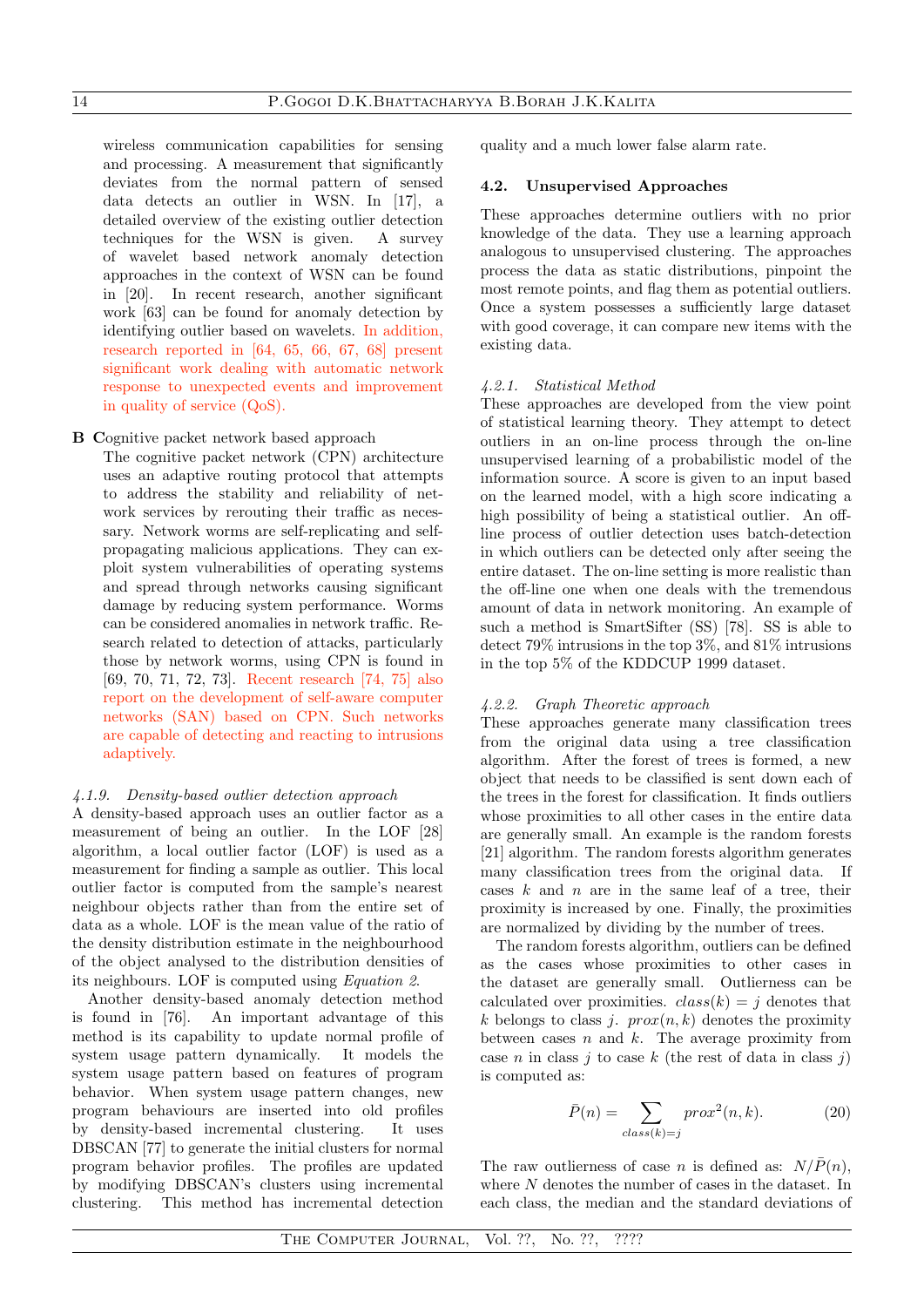wireless communication capabilities for sensing and processing. A measurement that significantly deviates from the normal pattern of sensed data detects an outlier in WSN. In [17], a detailed overview of the existing outlier detection techniques for the WSN is given. A survey of wavelet based network anomaly detection approaches in the context of WSN can be found in [20]. In recent research, another significant work [63] can be found for anomaly detection by identifying outlier based on wavelets. In addition, research reported in [64, 65, 66, 67, 68] present significant work dealing with automatic network response to unexpected events and improvement in quality of service (QoS).

**B** Cognitive packet network based approach

The cognitive packet network (CPN) architecture uses an adaptive routing protocol that attempts to address the stability and reliability of network services by rerouting their traffic as necessary. Network worms are self-replicating and self-propagating malicious applications. They can exploit system vulnerabilities of operating systems and spread through networks causing significant damage by reducing system performance. Worms can be considered anomalies in network traffic. Research related to detection of attacks, particularly those by network worms, using CPN is found in [69, 70, 71, 72, 73]. Recent research [74, 75] also report on the development of self-aware computer networks (SAN) based on CPN. Such networks are capable of detecting and reacting to intrusions adaptively.

#### 4.1.9. *Density-based outlier detection approach*

A density-based approach uses an outlier factor as a measurement of being an outlier. In the LOF [28] algorithm, a local outlier factor (LOF) is used as a measurement for finding a sample as outlier. This local outlier factor is computed from the sample's nearest neighbour objects rather than from the entire set of data as a whole. LOF is the mean value of the ratio of the density distribution estimate in the neighbourhood of the object analysed to the distribution densities of its neighbours. LOF is computed using *Equation 2*.

Another density-based anomaly detection method is found in [76]. An important advantage of this method is its capability to update normal profile of system usage pattern dynamically. It models the system usage pattern based on features of program behavior. When system usage pattern changes, new program behaviours are inserted into old profiles by density-based incremental clustering. It uses DBSCAN [77] to generate the initial clusters for normal program behavior profiles. The profiles are updated by modifying DBSCAN's clusters using incremental clustering. This method has incremental detection quality and a much lower false alarm rate.

### 4.2. Unsupervised Approaches

These approaches determine outliers with no prior knowledge of the data. They use a learning approach analogous to unsupervised clustering. The approaches process the data as static distributions, pinpoint the most remote points, and flag them as potential outliers. Once a system possesses a sufficiently large dataset with good coverage, it can compare new items with the existing data.

#### 4.2.1. *Statistical Method*

These approaches are developed from the view point of statistical learning theory. They attempt to detect outliers in an on-line process through the on-line unsupervised learning of a probabilistic model of the information source. A score is given to an input based on the learned model, with a high score indicating a high possibility of being a statistical outlier. An off-line process of outlier detection uses batch-detection in which outliers can be detected only after seeing the entire dataset. The on-line setting is more realistic than the off-line one when one deals with the tremendous amount of data in network monitoring. An example of such a method is SmartSifter (SS) [78]. SS is able to detect 79% intrusions in the top 3%, and 81% intrusions in the top 5% of the KDDCUP 1999 dataset.

#### 4.2.2. *Graph Theoretic approach*

These approaches generate many classification trees from the original data using a tree classification algorithm. After the forest of trees is formed, a new object that needs to be classified is sent down each of the trees in the forest for classification. It finds outliers whose proximities to all other cases in the entire data are generally small. An example is the random forests [21] algorithm. The random forests algorithm generates many classification trees from the original data. If cases $k$ and $n$ are in the same leaf of a tree, their proximity is increased by one. Finally, the proximities are normalized by dividing by the number of trees.

The random forests algorithm, outliers can be defined as the cases whose proximities to other cases in the dataset are generally small. Outlierness can be calculated over proximities. $class(k) = j$ denotes that $k$ belongs to class $j$. $prox(n, k)$ denotes the proximity between cases $n$ and $k$. The average proximity from case $n$ in class $j$ to case $k$ (the rest of data in class $j$) is computed as:

$$\bar{P}(n) = \sum_{class(k)=j} prox^2(n, k). \tag{20}$$

The raw outlierness of case $n$ is defined as: $N/\bar{P}(n)$, where $N$ denotes the number of cases in the dataset. In each class, the median and the standard deviations of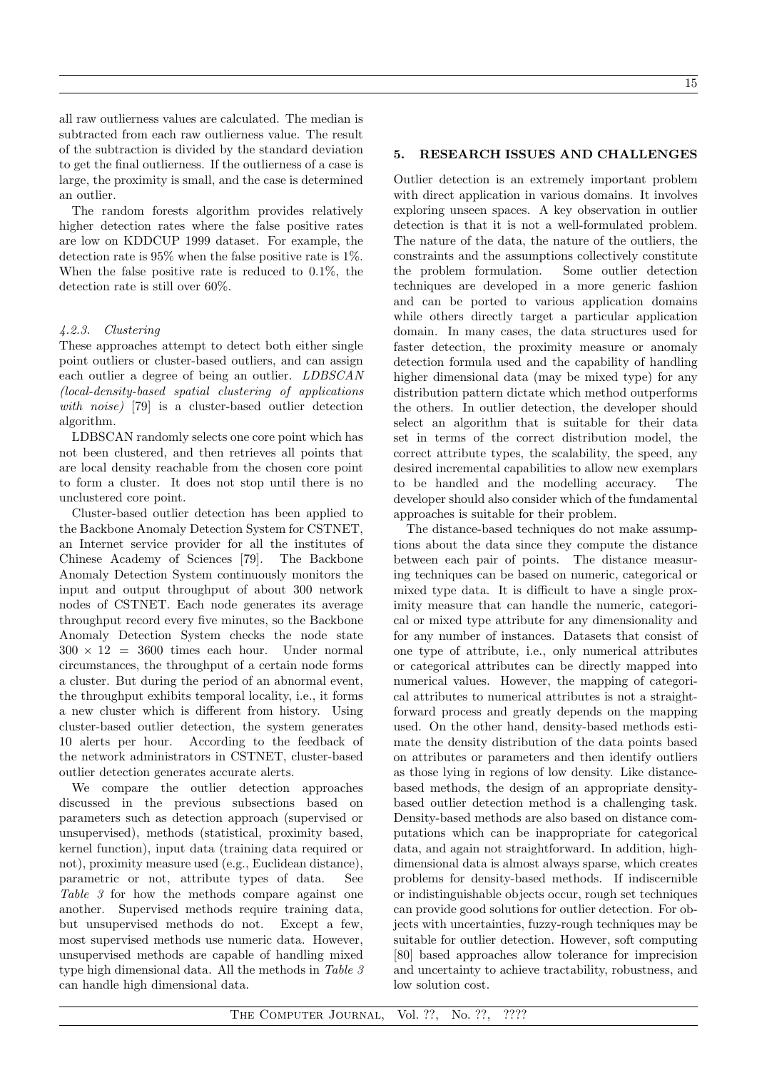all raw outlierness values are calculated. The median is subtracted from each raw outlierness value. The result of the subtraction is divided by the standard deviation to get the final outlierness. If the outlierness of a case is large, the proximity is small, and the case is determined an outlier.

The random forests algorithm provides relatively higher detection rates where the false positive rates are low on KDDCUP 1999 dataset. For example, the detection rate is 95% when the false positive rate is 1%. When the false positive rate is reduced to 0.1%, the detection rate is still over 60%.

#### *4.2.3. Clustering*

These approaches attempt to detect both either single point outliers or cluster-based outliers, and can assign each outlier a degree of being an outlier. *LDBSCAN (local-density-based spatial clustering of applications with noise)* [79] is a cluster-based outlier detection algorithm.

LDBSCAN randomly selects one core point which has not been clustered, and then retrieves all points that are local density reachable from the chosen core point to form a cluster. It does not stop until there is no unclustered core point.

Cluster-based outlier detection has been applied to the Backbone Anomaly Detection System for CSTNET, an Internet service provider for all the institutes of Chinese Academy of Sciences [79]. The Backbone Anomaly Detection System continuously monitors the input and output throughput of about 300 network nodes of CSTNET. Each node generates its average throughput record every five minutes, so the Backbone Anomaly Detection System checks the node state $300 \times 12 = 3600$ times each hour. Under normal circumstances, the throughput of a certain node forms a cluster. But during the period of an abnormal event, the throughput exhibits temporal locality, i.e., it forms a new cluster which is different from history. Using cluster-based outlier detection, the system generates 10 alerts per hour. According to the feedback of the network administrators in CSTNET, cluster-based outlier detection generates accurate alerts.

We compare the outlier detection approaches discussed in the previous subsections based on parameters such as detection approach (supervised or unsupervised), methods (statistical, proximity based, kernel function), input data (training data required or not), proximity measure used (e.g., Euclidean distance), parametric or not, attribute types of data. See *Table 3* for how the methods compare against one another. Supervised methods require training data, but unsupervised methods do not. Except a few, most supervised methods use numeric data. However, unsupervised methods are capable of handling mixed type high dimensional data. All the methods in *Table 3* can handle high dimensional data.

## 5. RESEARCH ISSUES AND CHALLENGES

Outlier detection is an extremely important problem with direct application in various domains. It involves exploring unseen spaces. A key observation in outlier detection is that it is not a well-formulated problem. The nature of the data, the nature of the outliers, the constraints and the assumptions collectively constitute the problem formulation. Some outlier detection techniques are developed in a more generic fashion and can be ported to various application domains while others directly target a particular application domain. In many cases, the data structures used for faster detection, the proximity measure or anomaly detection formula used and the capability of handling higher dimensional data (may be mixed type) for any distribution pattern dictate which method outperforms the others. In outlier detection, the developer should select an algorithm that is suitable for their data set in terms of the correct distribution model, the correct attribute types, the scalability, the speed, any desired incremental capabilities to allow new exemplars to be handled and the modelling accuracy. The developer should also consider which of the fundamental approaches is suitable for their problem.

The distance-based techniques do not make assumptions about the data since they compute the distance between each pair of points. The distance measuring techniques can be based on numeric, categorical or mixed type data. It is difficult to have a single proximity measure that can handle the numeric, categorical or mixed type attribute for any dimensionality and for any number of instances. Datasets that consist of one type of attribute, i.e., only numerical attributes or categorical attributes can be directly mapped into numerical values. However, the mapping of categorical attributes to numerical attributes is not a straightforward process and greatly depends on the mapping used. On the other hand, density-based methods estimate the density distribution of the data points based on attributes or parameters and then identify outliers as those lying in regions of low density. Like distance-based methods, the design of an appropriate density-based outlier detection method is a challenging task. Density-based methods are also based on distance computations which can be inappropriate for categorical data, and again not straightforward. In addition, high-dimensional data is almost always sparse, which creates problems for density-based methods. If indiscernible or indistinguishable objects occur, rough set techniques can provide good solutions for outlier detection. For objects with uncertainties, fuzzy-rough techniques may be suitable for outlier detection. However, soft computing [80] based approaches allow tolerance for imprecision and uncertainty to achieve tractability, robustness, and low solution cost.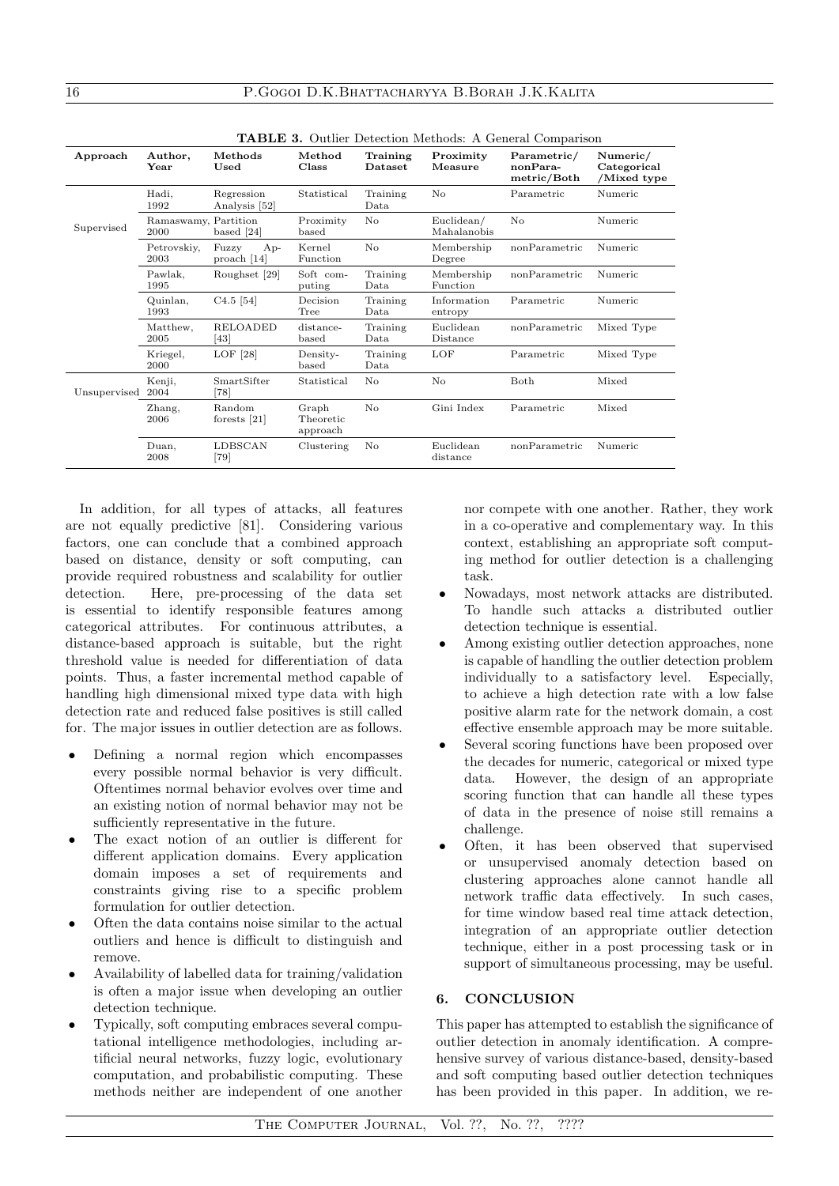**TABLE 3.** Outlier Detection Methods: A General Comparison

| Approach | Author, Year | Methods Used | Method Class | Training Dataset | Proximity Measure | Parametric/ nonParametric/Both | Numeric/ Categorical /Mixed type |
|---|---|---|---|---|---|---|---|
| Supervised | Hadi, 1992 | Regression Analysis [52] | Statistical | Training Data | No | Parametric | Numeric |
| | Ramaswamy, 2000 | Partition based [24] | Proximity based | No | Euclidean/ Mahalanobis | No | Numeric |
| | Petrovskiy, 2003 | Fuzzy Approach [14] | Kernel Function | No | Membership Degree | nonParametric | Numeric |
| | Pawlak, 1995 | Roughset [29] | Soft computing | Training Data | Membership Function | nonParametric | Numeric |
| | Quinlan, 1993 | C4.5 [54] | Decision Tree | Training Data | Information entropy | Parametric | Numeric |
| | Matthew, 2005 | RELOADED [43] | distance-based | Training Data | Euclidean Distance | nonParametric | Mixed Type |
| | Kriegel, 2000 | LOF [28] | Density-based | Training Data | LOF | Parametric | Mixed Type |
| Unsupervised | Kenji, 2004 | SmartSifter [78] | Statistical | No | No | Both | Mixed |
| | Zhang, 2006 | Random forests [21] | Graph Theoretic approach | No | Gini Index | Parametric | Mixed |
| | Duan, 2008 | LDBSCAN [79] | Clustering | No | Euclidean distance | nonParametric | Numeric |

In addition, for all types of attacks, all features are not equally predictive [81]. Considering various factors, one can conclude that a combined approach based on distance, density or soft computing, can provide required robustness and scalability for outlier detection. Here, pre-processing of the data set is essential to identify responsible features among categorical attributes. For continuous attributes, a distance-based approach is suitable, but the right threshold value is needed for differentiation of data points. Thus, a faster incremental method capable of handling high dimensional mixed type data with high detection rate and reduced false positives is still called for. The major issues in outlier detection are as follows.

- Defining a normal region which encompasses every possible normal behavior is very difficult. Oftentimes normal behavior evolves over time and an existing notion of normal behavior may not be sufficiently representative in the future.
- The exact notion of an outlier is different for different application domains. Every application domain imposes a set of requirements and constraints giving rise to a specific problem formulation for outlier detection.
- Often the data contains noise similar to the actual outliers and hence is difficult to distinguish and remove.
- Availability of labelled data for training/validation is often a major issue when developing an outlier detection technique.
- Typically, soft computing embraces several computational intelligence methodologies, including artificial neural networks, fuzzy logic, evolutionary computation, and probabilistic computing. These methods neither are independent of one another nor compete with one another. Rather, they work in a co-operative and complementary way. In this context, establishing an appropriate soft computing method for outlier detection is a challenging task.
- Nowadays, most network attacks are distributed. To handle such attacks a distributed outlier detection technique is essential.
- Among existing outlier detection approaches, none is capable of handling the outlier detection problem individually to a satisfactory level. Especially, to achieve a high detection rate with a low false positive alarm rate for the network domain, a cost effective ensemble approach may be more suitable.
- Several scoring functions have been proposed over the decades for numeric, categorical or mixed type data. However, the design of an appropriate scoring function that can handle all these types of data in the presence of noise still remains a challenge.
- Often, it has been observed that supervised or unsupervised anomaly detection based on clustering approaches alone cannot handle all network traffic data effectively. In such cases, for time window based real time attack detection, integration of an appropriate outlier detection technique, either in a post processing task or in support of simultaneous processing, may be useful.

## 6. CONCLUSION

This paper has attempted to establish the significance of outlier detection in anomaly identification. A comprehensive survey of various distance-based, density-based and soft computing based outlier detection techniques has been provided in this paper. In addition, we re-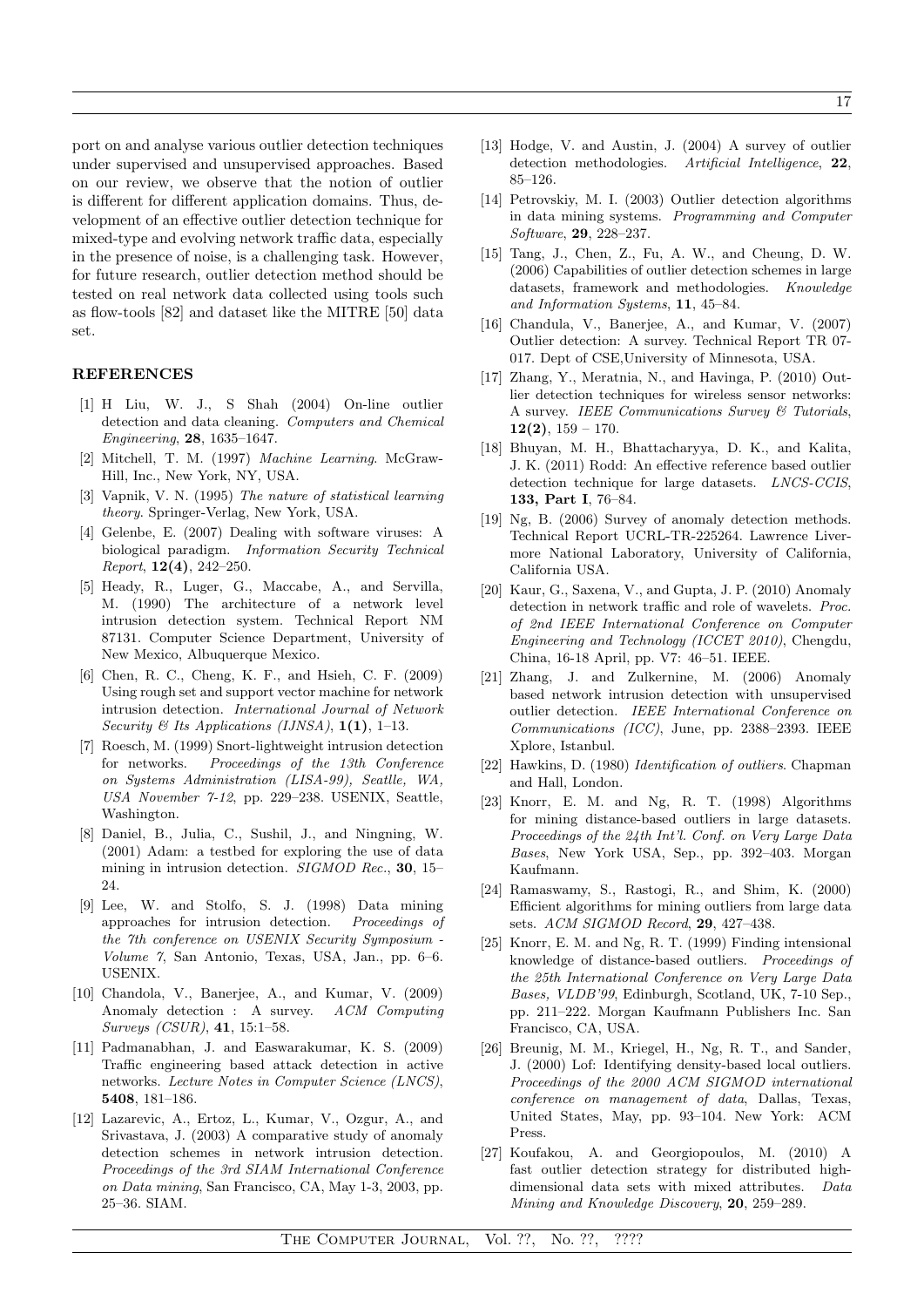port on and analyse various outlier detection techniques under supervised and unsupervised approaches. Based on our review, we observe that the notion of outlier is different for different application domains. Thus, development of an effective outlier detection technique for mixed-type and evolving network traffic data, especially in the presence of noise, is a challenging task. However, for future research, outlier detection method should be tested on real network data collected using tools such as flow-tools [82] and dataset like the MITRE [50] data set.

## REFERENCES

[1] H Liu, W. J., S Shah (2004) On-line outlier detection and data cleaning. *Computers and Chemical Engineering*, **28**, 1635–1647.

[2] Mitchell, T. M. (1997) *Machine Learning*. McGraw-Hill, Inc., New York, NY, USA.

[3] Vapnik, V. N. (1995) *The nature of statistical learning theory*. Springer-Verlag, New York, USA.

[4] Gelenbe, E. (2007) Dealing with software viruses: A biological paradigm. *Information Security Technical Report*, **12(4)**, 242–250.

[5] Heady, R., Luger, G., Maccabe, A., and Servilla, M. (1990) The architecture of a network level intrusion detection system. Technical Report NM 87131. Computer Science Department, University of New Mexico, Albuquerque Mexico.

[6] Chen, R. C., Cheng, K. F., and Hsieh, C. F. (2009) Using rough set and support vector machine for network intrusion detection. *International Journal of Network Security & Its Applications (IJNSA)*, **1(1)**, 1–13.

[7] Roesch, M. (1999) Snort-lightweight intrusion detection for networks. *Proceedings of the 13th Conference on Systems Administration (LISA-99), Seatlle, WA, USA November 7-12*, pp. 229–238. USENIX, Seattle, Washington.

[8] Daniel, B., Julia, C., Sushil, J., and Ningning, W. (2001) Adam: a testbed for exploring the use of data mining in intrusion detection. *SIGMOD Rec.*, **30**, 15–24.

[9] Lee, W. and Stolfo, S. J. (1998) Data mining approaches for intrusion detection. *Proceedings of the 7th conference on USENIX Security Symposium - Volume 7*, San Antonio, Texas, USA, Jan., pp. 6–6. USENIX.

[10] Chandola, V., Banerjee, A., and Kumar, V. (2009) Anomaly detection : A survey. *ACM Computing Surveys (CSUR)*, **41**, 15:1–58.

[11] Padmanabhan, J. and Easwarakumar, K. S. (2009) Traffic engineering based attack detection in active networks. *Lecture Notes in Computer Science (LNCS)*, **5408**, 181–186.

[12] Lazarevic, A., Ertoz, L., Kumar, V., Ozgur, A., and Srivastava, J. (2003) A comparative study of anomaly detection schemes in network intrusion detection. *Proceedings of the 3rd SIAM International Conference on Data mining*, San Francisco, CA, May 1-3, 2003, pp. 25–36. SIAM.

[13] Hodge, V. and Austin, J. (2004) A survey of outlier detection methodologies. *Artificial Intelligence*, **22**, 85–126.

[14] Petrovskiy, M. I. (2003) Outlier detection algorithms in data mining systems. *Programming and Computer Software*, **29**, 228–237.

[15] Tang, J., Chen, Z., Fu, A. W., and Cheung, D. W. (2006) Capabilities of outlier detection schemes in large datasets, framework and methodologies. *Knowledge and Information Systems*, **11**, 45–84.

[16] Chandula, V., Banerjee, A., and Kumar, V. (2007) Outlier detection: A survey. Technical Report TR 07-017. Dept of CSE,University of Minnesota, USA.

[17] Zhang, Y., Meratnia, N., and Havinga, P. (2010) Outlier detection techniques for wireless sensor networks: A survey. *IEEE Communications Survey & Tutorials*, **12(2)**, 159 – 170.

[18] Bhuyan, M. H., Bhattacharyya, D. K., and Kalita, J. K. (2011) Rodd: An effective reference based outlier detection technique for large datasets. *LNCS-CCIS*, **133, Part I**, 76–84.

[19] Ng, B. (2006) Survey of anomaly detection methods. Technical Report UCRL-TR-225264. Lawrence Livermore National Laboratory, University of California, California USA.

[20] Kaur, G., Saxena, V., and Gupta, J. P. (2010) Anomaly detection in network traffic and role of wavelets. *Proc. of 2nd IEEE International Conference on Computer Engineering and Technology (ICCET 2010)*, Chengdu, China, 16-18 April, pp. V7: 46–51. IEEE.

[21] Zhang, J. and Zulkernine, M. (2006) Anomaly based network intrusion detection with unsupervised outlier detection. *IEEE International Conference on Communications (ICC)*, June, pp. 2388–2393. IEEE Xplore, Istanbul.

[22] Hawkins, D. (1980) *Identification of outliers*. Chapman and Hall, London.

[23] Knorr, E. M. and Ng, R. T. (1998) Algorithms for mining distance-based outliers in large datasets. *Proceedings of the 24th Int'l. Conf. on Very Large Data Bases*, New York USA, Sep., pp. 392–403. Morgan Kaufmann.

[24] Ramaswamy, S., Rastogi, R., and Shim, K. (2000) Efficient algorithms for mining outliers from large data sets. *ACM SIGMOD Record*, **29**, 427–438.

[25] Knorr, E. M. and Ng, R. T. (1999) Finding intensional knowledge of distance-based outliers. *Proceedings of the 25th International Conference on Very Large Data Bases, VLDB'99*, Edinburgh, Scotland, UK, 7-10 Sep., pp. 211–222. Morgan Kaufmann Publishers Inc. San Francisco, CA, USA.

[26] Breunig, M. M., Kriegel, H., Ng, R. T., and Sander, J. (2000) Lof: Identifying density-based local outliers. *Proceedings of the 2000 ACM SIGMOD international conference on management of data*, Dallas, Texas, United States, May, pp. 93–104. New York: ACM Press.

[27] Koufakou, A. and Georgiopoulos, M. (2010) A fast outlier detection strategy for distributed high-dimensional data sets with mixed attributes. *Data Mining and Knowledge Discovery*, **20**, 259–289.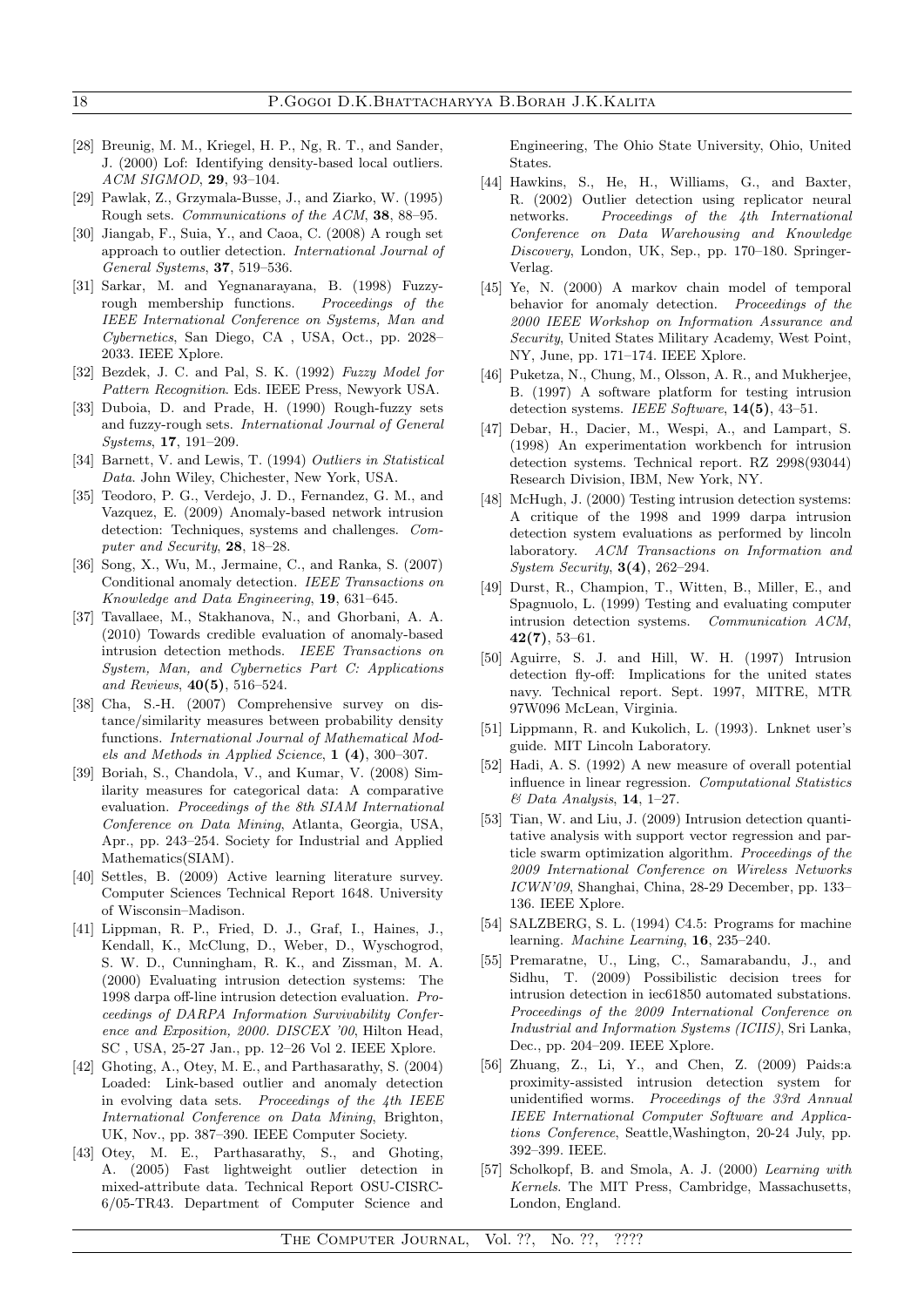[28] Breunig, M. M., Kriegel, H. P., Ng, R. T., and Sander, J. (2000) Lof: Identifying density-based local outliers. *ACM SIGMOD*, **29**, 93–104.

[29] Pawlak, Z., Grzymala-Busse, J., and Ziarko, W. (1995) Rough sets. *Communications of the ACM*, **38**, 88–95.

[30] Jiangab, F., Suia, Y., and Caoa, C. (2008) A rough set approach to outlier detection. *International Journal of General Systems*, **37**, 519–536.

[31] Sarkar, M. and Yegnanarayana, B. (1998) Fuzzy-rough membership functions. *Proceedings of the IEEE International Conference on Systems, Man and Cybernetics*, San Diego, CA , USA, Oct., pp. 2028–2033. IEEE Xplore.

[32] Bezdek, J. C. and Pal, S. K. (1992) *Fuzzy Model for Pattern Recognition*. Eds. IEEE Press, Newyork USA.

[33] Duboia, D. and Prade, H. (1990) Rough-fuzzy sets and fuzzy-rough sets. *International Journal of General Systems*, **17**, 191–209.

[34] Barnett, V. and Lewis, T. (1994) *Outliers in Statistical Data*. John Wiley, Chichester, New York, USA.

[35] Teodoro, P. G., Verdejo, J. D., Fernandez, G. M., and Vazquez, E. (2009) Anomaly-based network intrusion detection: Techniques, systems and challenges. *Computer and Security*, **28**, 18–28.

[36] Song, X., Wu, M., Jermaine, C., and Ranka, S. (2007) Conditional anomaly detection. *IEEE Transactions on Knowledge and Data Engineering*, **19**, 631–645.

[37] Tavallaee, M., Stakhanova, N., and Ghorbani, A. A. (2010) Towards credible evaluation of anomaly-based intrusion detection methods. *IEEE Transactions on System, Man, and Cybernetics Part C: Applications and Reviews*, **40(5)**, 516–524.

[38] Cha, S.-H. (2007) Comprehensive survey on distance/similarity measures between probability density functions. *International Journal of Mathematical Models and Methods in Applied Science*, **1 (4)**, 300–307.

[39] Boriah, S., Chandola, V., and Kumar, V. (2008) Similarity measures for categorical data: A comparative evaluation. *Proceedings of the 8th SIAM International Conference on Data Mining*, Atlanta, Georgia, USA, Apr., pp. 243–254. Society for Industrial and Applied Mathematics(SIAM).

[40] Settles, B. (2009) Active learning literature survey. Computer Sciences Technical Report 1648. University of Wisconsin–Madison.

[41] Lippman, R. P., Fried, D. J., Graf, I., Haines, J., Kendall, K., McClung, D., Weber, D., Wyschogrod, S. W. D., Cunningham, R. K., and Zissman, M. A. (2000) Evaluating intrusion detection systems: The 1998 darpa off-line intrusion detection evaluation. *Proceedings of DARPA Information Survivability Conference and Exposition, 2000. DISCEX '00*, Hilton Head, SC , USA, 25-27 Jan., pp. 12–26 Vol 2. IEEE Xplore.

[42] Ghoting, A., Otey, M. E., and Parthasarathy, S. (2004) Loaded: Link-based outlier and anomaly detection in evolving data sets. *Proceedings of the 4th IEEE International Conference on Data Mining*, Brighton, UK, Nov., pp. 387–390. IEEE Computer Society.

[43] Otey, M. E., Parthasarathy, S., and Ghoting, A. (2005) Fast lightweight outlier detection in mixed-attribute data. Technical Report OSU-CISRC-6/05-TR43. Department of Computer Science and Engineering, The Ohio State University, Ohio, United States.

[44] Hawkins, S., He, H., Williams, G., and Baxter, R. (2002) Outlier detection using replicator neural networks. *Proceedings of the 4th International Conference on Data Warehousing and Knowledge Discovery*, London, UK, Sep., pp. 170–180. Springer-Verlag.

[45] Ye, N. (2000) A markov chain model of temporal behavior for anomaly detection. *Proceedings of the 2000 IEEE Workshop on Information Assurance and Security*, United States Military Academy, West Point, NY, June, pp. 171–174. IEEE Xplore.

[46] Puketza, N., Chung, M., Olsson, A. R., and Mukherjee, B. (1997) A software platform for testing intrusion detection systems. *IEEE Software*, **14(5)**, 43–51.

[47] Debar, H., Dacier, M., Wespi, A., and Lampart, S. (1998) An experimentation workbench for intrusion detection systems. Technical report. RZ 2998(93044) Research Division, IBM, New York, NY.

[48] McHugh, J. (2000) Testing intrusion detection systems: A critique of the 1998 and 1999 darpa intrusion detection system evaluations as performed by lincoln laboratory. *ACM Transactions on Information and System Security*, **3(4)**, 262–294.

[49] Durst, R., Champion, T., Witten, B., Miller, E., and Spagnuolo, L. (1999) Testing and evaluating computer intrusion detection systems. *Communication ACM*, **42(7)**, 53–61.

[50] Aguirre, S. J. and Hill, W. H. (1997) Intrusion detection fly-off: Implications for the united states navy. Technical report. Sept. 1997, MITRE, MTR 97W096 McLean, Virginia.

[51] Lippmann, R. and Kukolich, L. (1993). Lnknet user's guide. MIT Lincoln Laboratory.

[52] Hadi, A. S. (1992) A new measure of overall potential influence in linear regression. *Computational Statistics & Data Analysis*, **14**, 1–27.

[53] Tian, W. and Liu, J. (2009) Intrusion detection quantitative analysis with support vector regression and particle swarm optimization algorithm. *Proceedings of the 2009 International Conference on Wireless Networks ICWN'09*, Shanghai, China, 28-29 December, pp. 133–136. IEEE Xplore.

[54] SALZBERG, S. L. (1994) C4.5: Programs for machine learning. *Machine Learning*, **16**, 235–240.

[55] Premaratne, U., Ling, C., Samarabandu, J., and Sidhu, T. (2009) Possibilistic decision trees for intrusion detection in iec61850 automated substations. *Proceedings of the 2009 International Conference on Industrial and Information Systems (ICIIS)*, Sri Lanka, Dec., pp. 204–209. IEEE Xplore.

[56] Zhuang, Z., Li, Y., and Chen, Z. (2009) Paids:a proximity-assisted intrusion detection system for unidentified worms. *Proceedings of the 33rd Annual IEEE International Computer Software and Applications Conference*, Seattle,Washington, 20-24 July, pp. 392–399. IEEE.

[57] Scholkopf, B. and Smola, A. J. (2000) *Learning with Kernels*. The MIT Press, Cambridge, Massachusetts, London, England.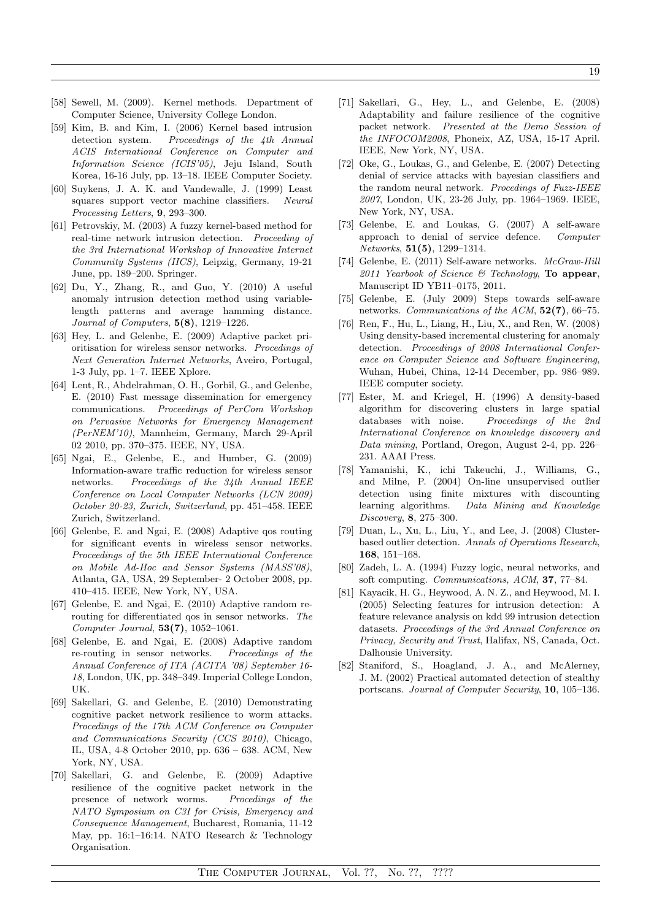[58] Sewell, M. (2009). Kernel methods. Department of Computer Science, University College London.

[59] Kim, B. and Kim, I. (2006) Kernel based intrusion detection system. *Proceedings of the 4th Annual ACIS International Conference on Computer and Information Science (ICIS'05)*, Jeju Island, South Korea, 16-16 July, pp. 13–18. IEEE Computer Society.

[60] Suykens, J. A. K. and Vandewalle, J. (1999) Least squares support vector machine classifiers. *Neural Processing Letters*, **9**, 293–300.

[61] Petrovskiy, M. (2003) A fuzzy kernel-based method for real-time network intrusion detection. *Proceeding of the 3rd International Workshop of Innovative Internet Community Systems (IICS)*, Leipzig, Germany, 19-21 June, pp. 189–200. Springer.

[62] Du, Y., Zhang, R., and Guo, Y. (2010) A useful anomaly intrusion detection method using variable-length patterns and average hamming distance. *Journal of Computers*, **5(8)**, 1219–1226.

[63] Hey, L. and Gelenbe, E. (2009) Adaptive packet prioritisation for wireless sensor networks. *Procedings of Next Generation Internet Networks*, Aveiro, Portugal, 1-3 July, pp. 1–7. IEEE Xplore.

[64] Lent, R., Abdelrahman, O. H., Gorbil, G., and Gelenbe, E. (2010) Fast message dissemination for emergency communications. *Proceedings of PerCom Workshop on Pervasive Networks for Emergency Management (PerNEM'10)*, Mannheim, Germany, March 29-April 02 2010, pp. 370–375. IEEE, NY, USA.

[65] Ngai, E., Gelenbe, E., and Humber, G. (2009) Information-aware traffic reduction for wireless sensor networks. *Proceedings of the 34th Annual IEEE Conference on Local Computer Networks (LCN 2009) October 20-23, Zurich, Switzerland*, pp. 451–458. IEEE Zurich, Switzerland.

[66] Gelenbe, E. and Ngai, E. (2008) Adaptive qos routing for significant events in wireless sensor networks. *Proceedings of the 5th IEEE International Conference on Mobile Ad-Hoc and Sensor Systems (MASS'08)*, Atlanta, GA, USA, 29 September- 2 October 2008, pp. 410–415. IEEE, New York, NY, USA.

[67] Gelenbe, E. and Ngai, E. (2010) Adaptive random re-routing for differentiated qos in sensor networks. *The Computer Journal*, **53(7)**, 1052–1061.

[68] Gelenbe, E. and Ngai, E. (2008) Adaptive random re-routing in sensor networks. *Proceedings of the Annual Conference of ITA (ACITA '08) September 16-18*, London, UK, pp. 348–349. Imperial College London, UK.

[69] Sakellari, G. and Gelenbe, E. (2010) Demonstrating cognitive packet network resilience to worm attacks. *Procedings of the 17th ACM Conference on Computer and Communications Security (CCS 2010)*, Chicago, IL, USA, 4-8 October 2010, pp. 636 – 638. ACM, New York, NY, USA.

[70] Sakellari, G. and Gelenbe, E. (2009) Adaptive resilience of the cognitive packet network in the presence of network worms. *Procedings of the NATO Symposium on C3I for Crisis, Emergency and Consequence Management*, Bucharest, Romania, 11-12 May, pp. 16:1–16:14. NATO Research & Technology Organisation.

[71] Sakellari, G., Hey, L., and Gelenbe, E. (2008) Adaptability and failure resilience of the cognitive packet network. *Presented at the Demo Session of the INFOCOM2008*, Phoneix, AZ, USA, 15-17 April. IEEE, New York, NY, USA.

[72] Oke, G., Loukas, G., and Gelenbe, E. (2007) Detecting denial of service attacks with bayesian classifiers and the random neural network. *Procedings of Fuzz-IEEE 2007*, London, UK, 23-26 July, pp. 1964–1969. IEEE, New York, NY, USA.

[73] Gelenbe, E. and Loukas, G. (2007) A self-aware approach to denial of service defence. *Computer Networks*, **51(5)**, 1299–1314.

[74] Gelenbe, E. (2011) Self-aware networks. *McGraw-Hill 2011 Yearbook of Science & Technology*, **To appear**, Manuscript ID YB11–0175, 2011.

[75] Gelenbe, E. (July 2009) Steps towards self-aware networks. *Communications of the ACM*, **52(7)**, 66–75.

[76] Ren, F., Hu, L., Liang, H., Liu, X., and Ren, W. (2008) Using density-based incremental clustering for anomaly detection. *Proceedings of 2008 International Conference on Computer Science and Software Engineering*, Wuhan, Hubei, China, 12-14 December, pp. 986–989. IEEE computer society.

[77] Ester, M. and Kriegel, H. (1996) A density-based algorithm for discovering clusters in large spatial databases with noise. *Proceedings of the 2nd International Conference on knowledge discovery and Data mining*, Portland, Oregon, August 2-4, pp. 226–231. AAAI Press.

[78] Yamanishi, K., ichi Takeuchi, J., Williams, G., and Milne, P. (2004) On-line unsupervised outlier detection using finite mixtures with discounting learning algorithms. *Data Mining and Knowledge Discovery*, **8**, 275–300.

[79] Duan, L., Xu, L., Liu, Y., and Lee, J. (2008) Cluster-based outlier detection. *Annals of Operations Research*, **168**, 151–168.

[80] Zadeh, L. A. (1994) Fuzzy logic, neural networks, and soft computing. *Communications, ACM*, **37**, 77–84.

[81] Kayacik, H. G., Heywood, A. N. Z., and Heywood, M. I. (2005) Selecting features for intrusion detection: A feature relevance analysis on kdd 99 intrusion detection datasets. *Proceedings of the 3rd Annual Conference on Privacy, Security and Trust*, Halifax, NS, Canada, Oct. Dalhousie University.

[82] Staniford, S., Hoagland, J. A., and McAlerney, J. M. (2002) Practical automated detection of stealthy portscans. *Journal of Computer Security*, **10**, 105–136.